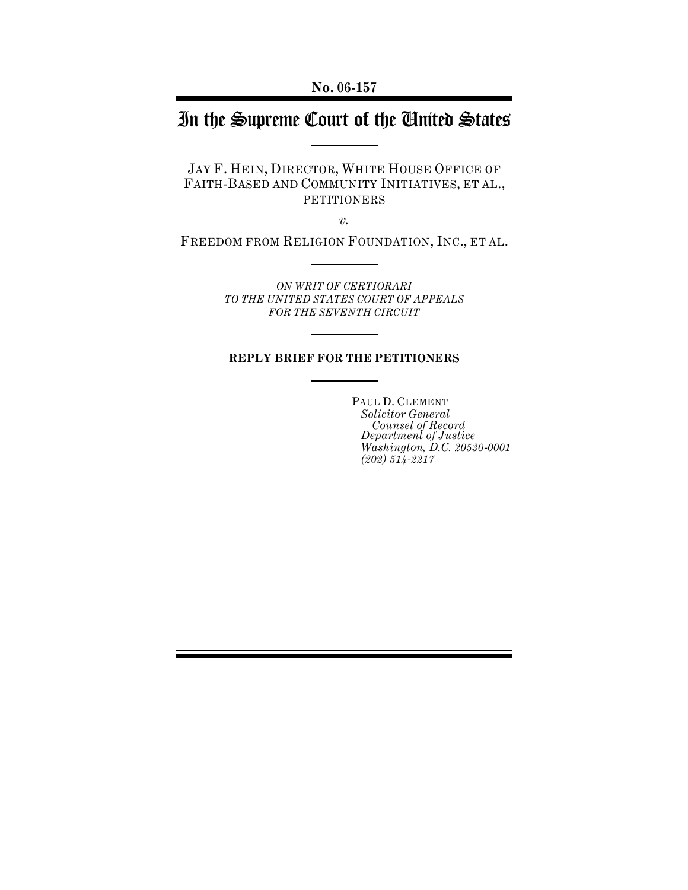**No. 06-157**

# In the Supreme Court of the United States

JAY F. HEIN, DIRECTOR, WHITE HOUSE OFFICE OF FAITH-BASED AND COMMUNITY INITIATIVES, ET AL., PETITIONERS

*v.*

FREEDOM FROM RELIGION FOUNDATION, INC., ET AL.

*ON WRIT OF CERTIORARI TO THE UNITED STATES COURT OF APPEALS FOR THE SEVENTH CIRCUIT*

**REPLY BRIEF FOR THE PETITIONERS**

PAUL D. CLEMENT
*Solicitor General*
*Counsel of Record*
*Department of Justice*
*Washington, D.C. 20530-0001*
*(202) 514-2217*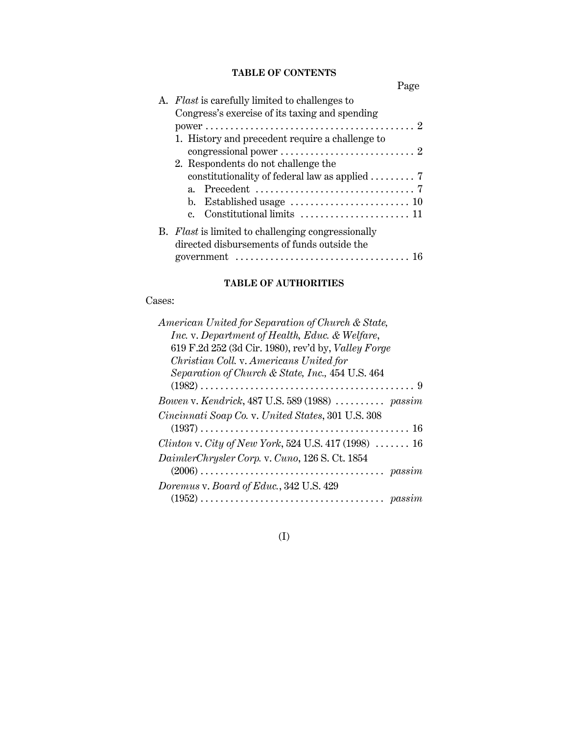## TABLE OF CONTENTS

Page

A. *Flast* is carefully limited to challenges to Congress's exercise of its taxing and spending power . . . . . . . . . . . . . . . . . . . . . . . . . . . . . . . . . . . . . . . . . . 2

1. History and precedent require a challenge to congressional power . . . . . . . . . . . . . . . . . . . . . . . . . . . 2
2. Respondents do not challenge the constitutionality of federal law as applied . . . . . . . . . 7
   a. Precedent . . . . . . . . . . . . . . . . . . . . . . . . . . . . . . . . 7
   b. Established usage . . . . . . . . . . . . . . . . . . . . . . . . 10
   c. Constitutional limits . . . . . . . . . . . . . . . . . . . . . . 11

B. *Flast* is limited to challenging congressionally directed disbursements of funds outside the government . . . . . . . . . . . . . . . . . . . . . . . . . . . . . . . . . . . 16

## TABLE OF AUTHORITIES

Cases:

*American United for Separation of Church & State, Inc.* v. *Department of Health, Educ. & Welfare*, 619 F.2d 252 (3d Cir. 1980), rev'd by, *Valley Forge Christian Coll.* v. *Americans United for Separation of Church & State, Inc.,* 454 U.S. 464 (1982) . . . . . . . . . . . . . . . . . . . . . . . . . . . . . . . . . . . . . . . . . . . 9

*Bowen* v. *Kendrick*, 487 U.S. 589 (1988) . . . . . . . . . . *passim*

*Cincinnati Soap Co.* v. *United States*, 301 U.S. 308 (1937) . . . . . . . . . . . . . . . . . . . . . . . . . . . . . . . . . . . . . . . . . 16

*Clinton* v. *City of New York*, 524 U.S. 417 (1998) . . . . . . . 16

*DaimlerChrysler Corp.* v. *Cuno*, 126 S. Ct. 1854 (2006) . . . . . . . . . . . . . . . . . . . . . . . . . . . . . . . . . . . . . *passim*

*Doremus* v. *Board of Educ.*, 342 U.S. 429 (1952) . . . . . . . . . . . . . . . . . . . . . . . . . . . . . . . . . . . . . *passim*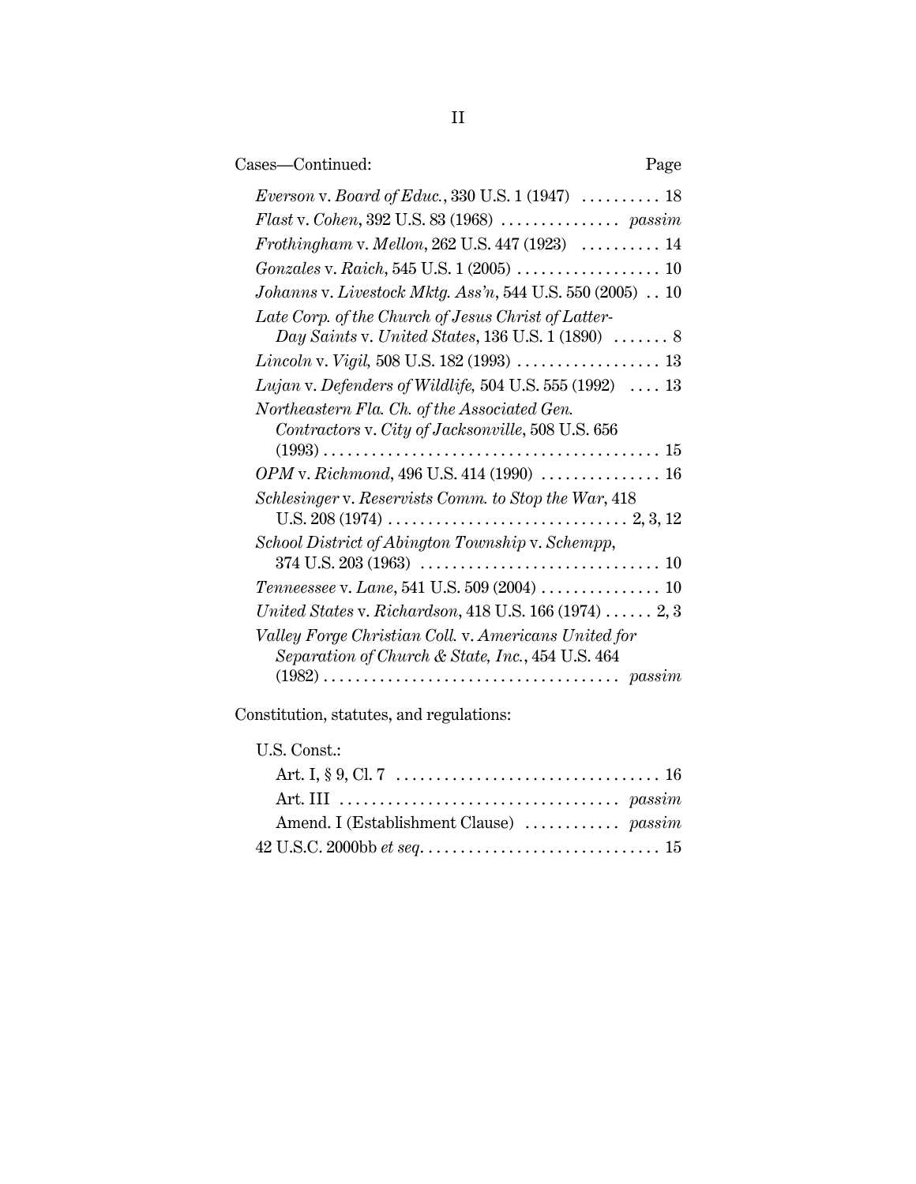Cases—Continued: Page

*Everson* v. *Board of Educ.*, 330 U.S. 1 (1947) .......... 18

*Flast* v. *Cohen*, 392 U.S. 83 (1968) ............... *passim*

*Frothingham* v. *Mellon*, 262 U.S. 447 (1923) .......... 14

*Gonzales* v. *Raich*, 545 U.S. 1 (2005) .................. 10

*Johanns* v. *Livestock Mktg. Ass'n*, 544 U.S. 550 (2005) .. 10

*Late Corp. of the Church of Jesus Christ of Latter-Day Saints* v. *United States*, 136 U.S. 1 (1890) ....... 8

*Lincoln* v. *Vigil*, 508 U.S. 182 (1993) .................. 13

*Lujan* v. *Defenders of Wildlife*, 504 U.S. 555 (1992) .... 13

*Northeastern Fla. Ch. of the Associated Gen. Contractors* v. *City of Jacksonville*, 508 U.S. 656 (1993) .......................................... 15

*OPM* v. *Richmond*, 496 U.S. 414 (1990) ............... 16

*Schlesinger* v. *Reservists Comm. to Stop the War*, 418 U.S. 208 (1974) .............................. 2, 3, 12

*School District of Abington Township* v. *Schempp*, 374 U.S. 203 (1963) .............................. 10

*Tenneessee* v. *Lane*, 541 U.S. 509 (2004) ............... 10

*United States* v. *Richardson*, 418 U.S. 166 (1974) ...... 2, 3

*Valley Forge Christian Coll.* v. *Americans United for Separation of Church & State, Inc.*, 454 U.S. 464 (1982) ..................................... *passim*

Constitution, statutes, and regulations:

U.S. Const.:

Art. I, § 9, Cl. 7 ................................. 16

Art. III .................................. *passim*

Amend. I (Establishment Clause) ............ *passim*

42 U.S.C. 2000bb *et seq*. ............................. 15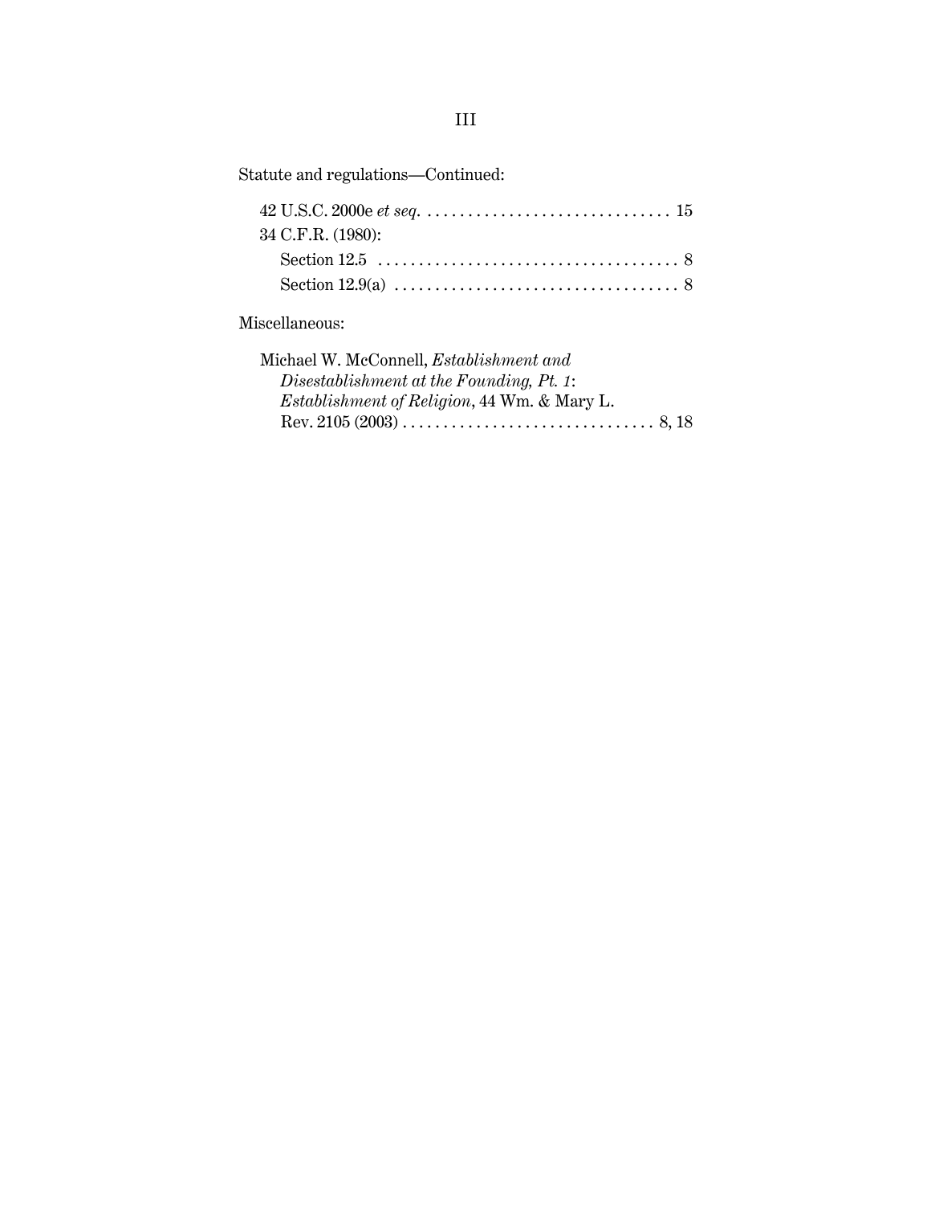Statute and regulations—Continued:

42 U.S.C. 2000e *et seq.* . . . . . . . . . . . . . . . . . . . . . . . . . . . . . . 15

34 C.F.R. (1980):

Section 12.5 . . . . . . . . . . . . . . . . . . . . . . . . . . . . . . . . . . . . . 8

Section 12.9(a) . . . . . . . . . . . . . . . . . . . . . . . . . . . . . . . . . . 8

Miscellaneous:

Michael W. McConnell, *Establishment and Disestablishment at the Founding, Pt. 1*: *Establishment of Religion*, 44 Wm. & Mary L. Rev. 2105 (2003) . . . . . . . . . . . . . . . . . . . . . . . . . . . . . . 8, 18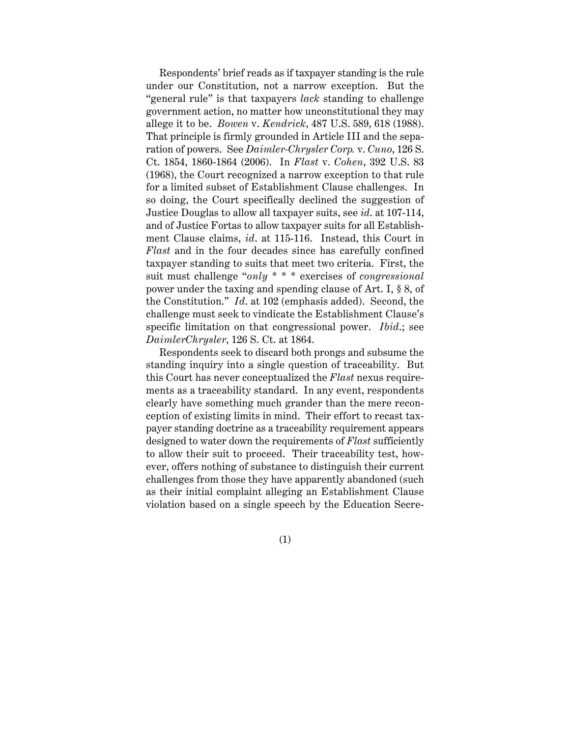Respondents' brief reads as if taxpayer standing is the rule under our Constitution, not a narrow exception. But the "general rule" is that taxpayers *lack* standing to challenge government action, no matter how unconstitutional they may allege it to be. *Bowen* v. *Kendrick*, 487 U.S. 589, 618 (1988). That principle is firmly grounded in Article III and the separation of powers. See *Daimler-Chrysler Corp.* v. *Cuno*, 126 S. Ct. 1854, 1860-1864 (2006). In *Flast* v. *Cohen*, 392 U.S. 83 (1968), the Court recognized a narrow exception to that rule for a limited subset of Establishment Clause challenges. In so doing, the Court specifically declined the suggestion of Justice Douglas to allow all taxpayer suits, see *id*. at 107-114, and of Justice Fortas to allow taxpayer suits for all Establishment Clause claims, *id*. at 115-116. Instead, this Court in *Flast* and in the four decades since has carefully confined taxpayer standing to suits that meet two criteria. First, the suit must challenge "*only* * * * exercises of *congressional* power under the taxing and spending clause of Art. I, § 8, of the Constitution." *Id*. at 102 (emphasis added). Second, the challenge must seek to vindicate the Establishment Clause's specific limitation on that congressional power. *Ibid*.; see *DaimlerChrysler*, 126 S. Ct. at 1864.

Respondents seek to discard both prongs and subsume the standing inquiry into a single question of traceability. But this Court has never conceptualized the *Flast* nexus requirements as a traceability standard. In any event, respondents clearly have something much grander than the mere reconception of existing limits in mind. Their effort to recast taxpayer standing doctrine as a traceability requirement appears designed to water down the requirements of *Flast* sufficiently to allow their suit to proceed. Their traceability test, however, offers nothing of substance to distinguish their current challenges from those they have apparently abandoned (such as their initial complaint alleging an Establishment Clause violation based on a single speech by the Education Secre-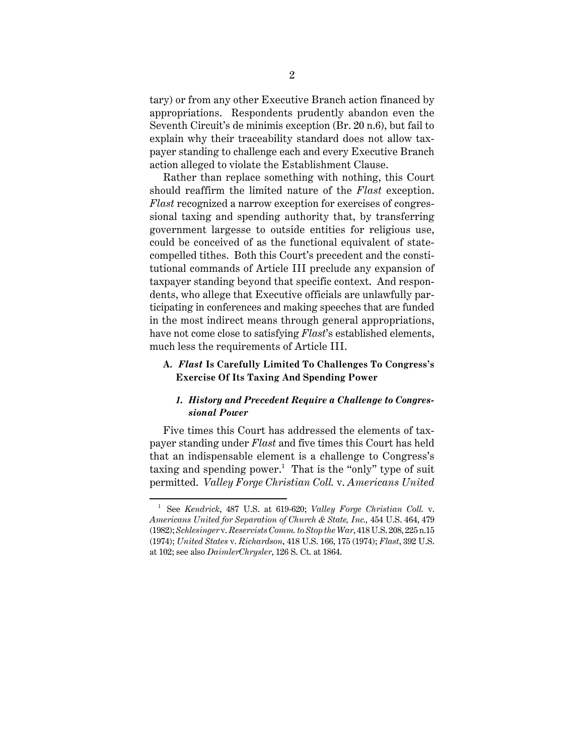tary) or from any other Executive Branch action financed by appropriations. Respondents prudently abandon even the Seventh Circuit's de minimis exception (Br. 20 n.6), but fail to explain why their traceability standard does not allow taxpayer standing to challenge each and every Executive Branch action alleged to violate the Establishment Clause.

Rather than replace something with nothing, this Court should reaffirm the limited nature of the *Flast* exception. *Flast* recognized a narrow exception for exercises of congressional taxing and spending authority that, by transferring government largesse to outside entities for religious use, could be conceived of as the functional equivalent of state-compelled tithes. Both this Court's precedent and the constitutional commands of Article III preclude any expansion of taxpayer standing beyond that specific context. And respondents, who allege that Executive officials are unlawfully participating in conferences and making speeches that are funded in the most indirect means through general appropriations, have not come close to satisfying *Flast*'s established elements, much less the requirements of Article III.

### A. *Flast* Is Carefully Limited To Challenges To Congress's Exercise Of Its Taxing And Spending Power

#### *1. History and Precedent Require a Challenge to Congressional Power*

Five times this Court has addressed the elements of taxpayer standing under *Flast* and five times this Court has held that an indispensable element is a challenge to Congress's taxing and spending power.[1] That is the "only" type of suit permitted. *Valley Forge Christian Coll.* v. *Americans United*

---

[1] See *Kendrick*, 487 U.S. at 619-620; *Valley Forge Christian Coll.* v. *Americans United for Separation of Church & State, Inc.,* 454 U.S. 464, 479 (1982); *Schlesinger* v. *Reservists Comm. to Stop the War*, 418 U.S. 208, 225 n.15 (1974); *United States* v. *Richardson*, 418 U.S. 166, 175 (1974); *Flast*, 392 U.S. at 102; see also *DaimlerChrysler*, 126 S. Ct. at 1864.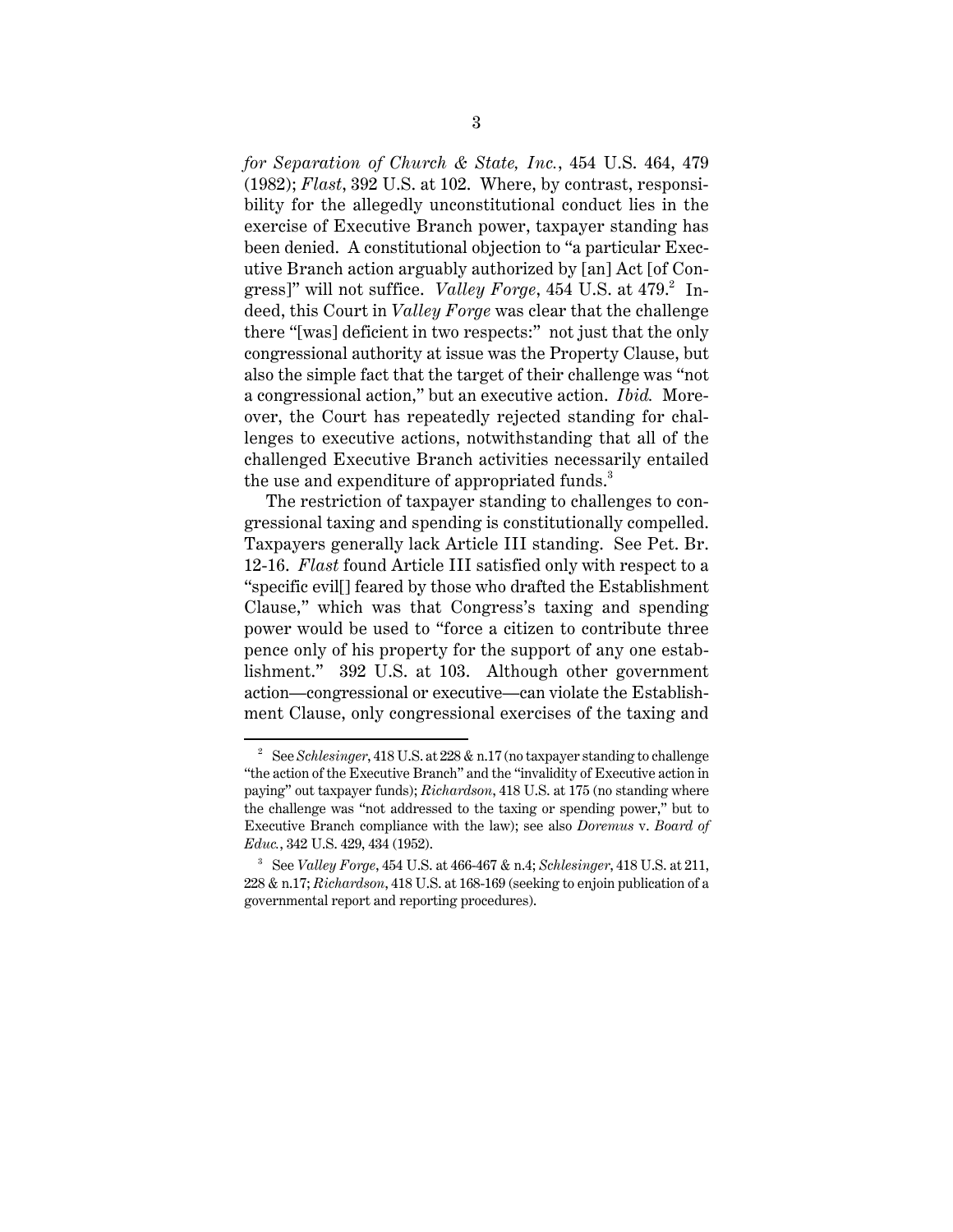*for Separation of Church & State, Inc.*, 454 U.S. 464, 479 (1982); *Flast*, 392 U.S. at 102. Where, by contrast, responsibility for the allegedly unconstitutional conduct lies in the exercise of Executive Branch power, taxpayer standing has been denied. A constitutional objection to "a particular Executive Branch action arguably authorized by [an] Act [of Congress]" will not suffice. *Valley Forge*, 454 U.S. at 479.[2] Indeed, this Court in *Valley Forge* was clear that the challenge there "[was] deficient in two respects:" not just that the only congressional authority at issue was the Property Clause, but also the simple fact that the target of their challenge was "not a congressional action," but an executive action. *Ibid.* Moreover, the Court has repeatedly rejected standing for challenges to executive actions, notwithstanding that all of the challenged Executive Branch activities necessarily entailed the use and expenditure of appropriated funds.[3]

The restriction of taxpayer standing to challenges to congressional taxing and spending is constitutionally compelled. Taxpayers generally lack Article III standing. See Pet. Br. 12-16. *Flast* found Article III satisfied only with respect to a "specific evil[] feared by those who drafted the Establishment Clause," which was that Congress's taxing and spending power would be used to "force a citizen to contribute three pence only of his property for the support of any one establishment." 392 U.S. at 103. Although other government action—congressional or executive—can violate the Establishment Clause, only congressional exercises of the taxing and

---

[2] See *Schlesinger*, 418 U.S. at 228 & n.17 (no taxpayer standing to challenge "the action of the Executive Branch" and the "invalidity of Executive action in paying" out taxpayer funds); *Richardson*, 418 U.S. at 175 (no standing where the challenge was "not addressed to the taxing or spending power," but to Executive Branch compliance with the law); see also *Doremus* v. *Board of Educ.*, 342 U.S. 429, 434 (1952).

[3] See *Valley Forge*, 454 U.S. at 466-467 & n.4; *Schlesinger*, 418 U.S. at 211, 228 & n.17; *Richardson*, 418 U.S. at 168-169 (seeking to enjoin publication of a governmental report and reporting procedures).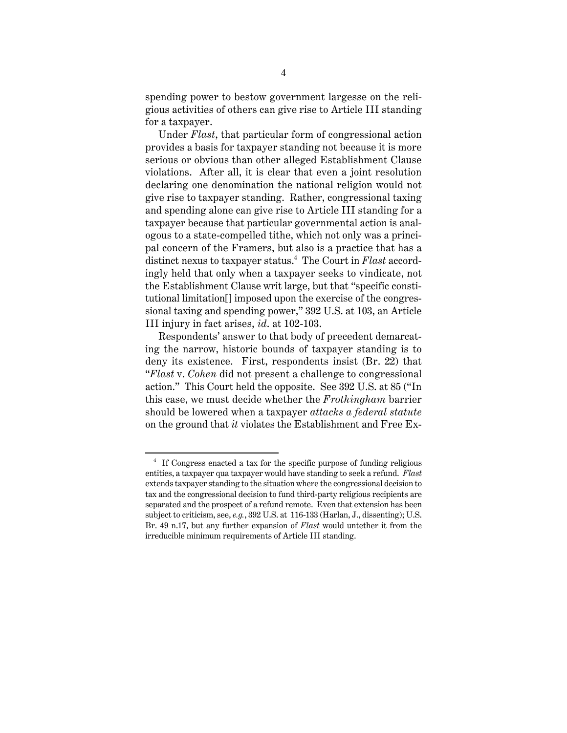spending power to bestow government largesse on the religious activities of others can give rise to Article III standing for a taxpayer.

Under *Flast*, that particular form of congressional action provides a basis for taxpayer standing not because it is more serious or obvious than other alleged Establishment Clause violations. After all, it is clear that even a joint resolution declaring one denomination the national religion would not give rise to taxpayer standing. Rather, congressional taxing and spending alone can give rise to Article III standing for a taxpayer because that particular governmental action is analogous to a state-compelled tithe, which not only was a principal concern of the Framers, but also is a practice that has a distinct nexus to taxpayer status.[4] The Court in *Flast* accordingly held that only when a taxpayer seeks to vindicate, not the Establishment Clause writ large, but that "specific constitutional limitation[] imposed upon the exercise of the congressional taxing and spending power," 392 U.S. at 103, an Article III injury in fact arises, *id*. at 102-103.

Respondents' answer to that body of precedent demarcating the narrow, historic bounds of taxpayer standing is to deny its existence. First, respondents insist (Br. 22) that "*Flast* v. *Cohen* did not present a challenge to congressional action." This Court held the opposite. See 392 U.S. at 85 ("In this case, we must decide whether the *Frothingham* barrier should be lowered when a taxpayer *attacks a federal statute* on the ground that *it* violates the Establishment and Free Ex-

---

[4] If Congress enacted a tax for the specific purpose of funding religious entities, a taxpayer qua taxpayer would have standing to seek a refund. *Flast* extends taxpayer standing to the situation where the congressional decision to tax and the congressional decision to fund third-party religious recipients are separated and the prospect of a refund remote. Even that extension has been subject to criticism, see, *e.g.*, 392 U.S. at 116-133 (Harlan, J., dissenting); U.S. Br. 49 n.17, but any further expansion of *Flast* would untether it from the irreducible minimum requirements of Article III standing.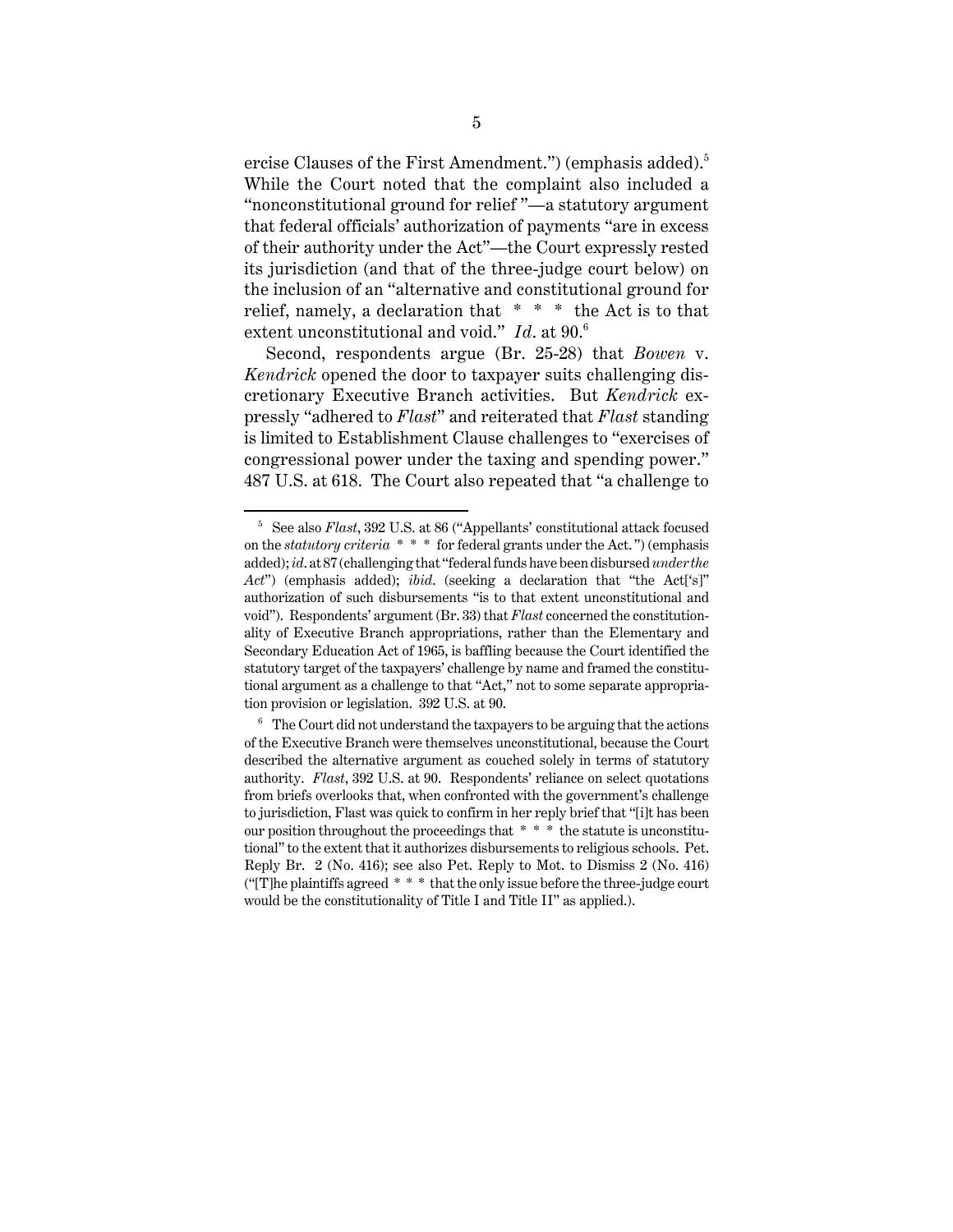ercise Clauses of the First Amendment.") (emphasis added).[5] While the Court noted that the complaint also included a "nonconstitutional ground for relief "—a statutory argument that federal officials' authorization of payments "are in excess of their authority under the Act"—the Court expressly rested its jurisdiction (and that of the three-judge court below) on the inclusion of an "alternative and constitutional ground for relief, namely, a declaration that * * * the Act is to that extent unconstitutional and void." *Id.* at 90.[6]

Second, respondents argue (Br. 25-28) that *Bowen* v. *Kendrick* opened the door to taxpayer suits challenging discretionary Executive Branch activities. But *Kendrick* expressly "adhered to *Flast*" and reiterated that *Flast* standing is limited to Establishment Clause challenges to "exercises of congressional power under the taxing and spending power." 487 U.S. at 618. The Court also repeated that "a challenge to

---

[5] See also *Flast*, 392 U.S. at 86 ("Appellants' constitutional attack focused on the *statutory criteria* * * * for federal grants under the Act.") (emphasis added); *id.* at 87 (challenging that "federal funds have been disbursed *under the Act*") (emphasis added); *ibid.* (seeking a declaration that "the Act['s]" authorization of such disbursements "is to that extent unconstitutional and void"). Respondents' argument (Br. 33) that *Flast* concerned the constitutionality of Executive Branch appropriations, rather than the Elementary and Secondary Education Act of 1965, is baffling because the Court identified the statutory target of the taxpayers' challenge by name and framed the constitutional argument as a challenge to that "Act," not to some separate appropriation provision or legislation. 392 U.S. at 90.

[6] The Court did not understand the taxpayers to be arguing that the actions of the Executive Branch were themselves unconstitutional, because the Court described the alternative argument as couched solely in terms of statutory authority. *Flast*, 392 U.S. at 90. Respondents' reliance on select quotations from briefs overlooks that, when confronted with the government's challenge to jurisdiction, Flast was quick to confirm in her reply brief that "[i]t has been our position throughout the proceedings that * * * the statute is unconstitutional" to the extent that it authorizes disbursements to religious schools. Pet. Reply Br. 2 (No. 416); see also Pet. Reply to Mot. to Dismiss 2 (No. 416) ("[T]he plaintiffs agreed * * * that the only issue before the three-judge court would be the constitutionality of Title I and Title II" as applied.).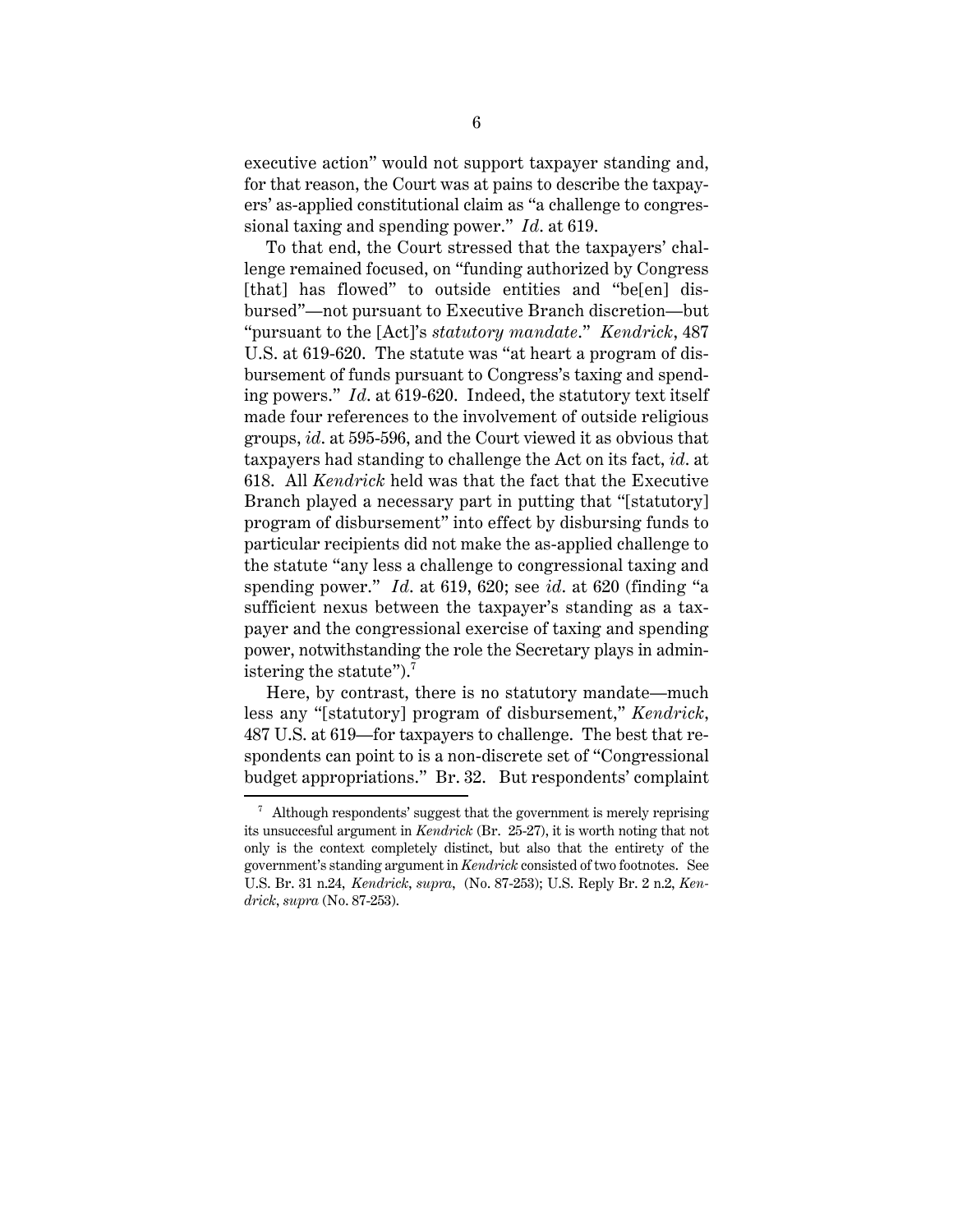executive action" would not support taxpayer standing and, for that reason, the Court was at pains to describe the taxpayers' as-applied constitutional claim as "a challenge to congressional taxing and spending power." *Id.* at 619.

To that end, the Court stressed that the taxpayers' challenge remained focused, on "funding authorized by Congress [that] has flowed" to outside entities and "be[en] disbursed"—not pursuant to Executive Branch discretion—but "pursuant to the [Act]'s *statutory mandate*." *Kendrick*, 487 U.S. at 619-620. The statute was "at heart a program of disbursement of funds pursuant to Congress's taxing and spending powers." *Id.* at 619-620. Indeed, the statutory text itself made four references to the involvement of outside religious groups, *id.* at 595-596, and the Court viewed it as obvious that taxpayers had standing to challenge the Act on its fact, *id.* at 618. All *Kendrick* held was that the fact that the Executive Branch played a necessary part in putting that "[statutory] program of disbursement" into effect by disbursing funds to particular recipients did not make the as-applied challenge to the statute "any less a challenge to congressional taxing and spending power." *Id.* at 619, 620; see *id.* at 620 (finding "a sufficient nexus between the taxpayer's standing as a taxpayer and the congressional exercise of taxing and spending power, notwithstanding the role the Secretary plays in administering the statute").[7]

Here, by contrast, there is no statutory mandate—much less any "[statutory] program of disbursement," *Kendrick*, 487 U.S. at 619—for taxpayers to challenge. The best that respondents can point to is a non-discrete set of "Congressional budget appropriations." Br. 32. But respondents' complaint

---

[7] Although respondents' suggest that the government is merely reprising its unsuccesful argument in *Kendrick* (Br. 25-27), it is worth noting that not only is the context completely distinct, but also that the entirety of the government's standing argument in *Kendrick* consisted of two footnotes. See U.S. Br. 31 n.24, *Kendrick*, *supra*, (No. 87-253); U.S. Reply Br. 2 n.2, *Kendrick*, *supra* (No. 87-253).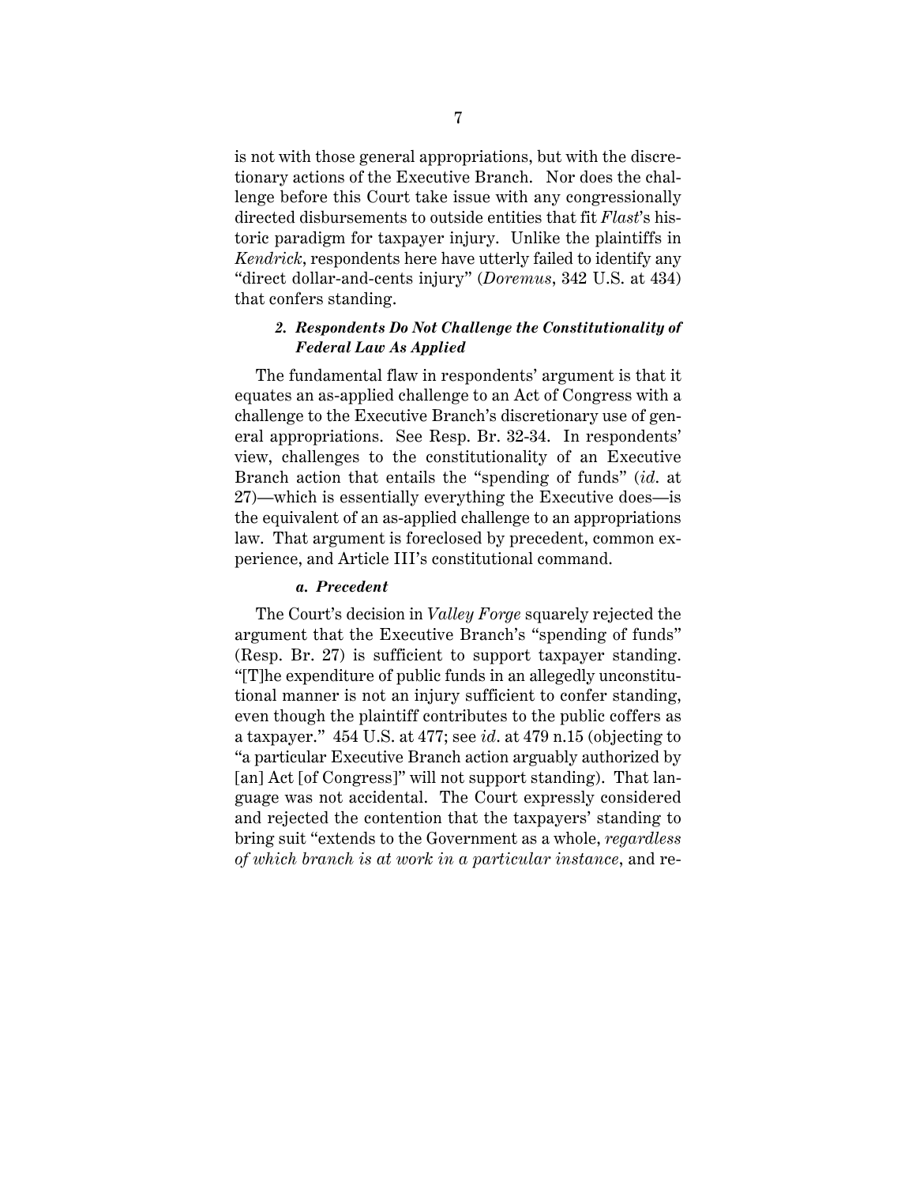is not with those general appropriations, but with the discretionary actions of the Executive Branch. Nor does the challenge before this Court take issue with any congressionally directed disbursements to outside entities that fit *Flast*'s historic paradigm for taxpayer injury. Unlike the plaintiffs in *Kendrick*, respondents here have utterly failed to identify any "direct dollar-and-cents injury" (*Doremus*, 342 U.S. at 434) that confers standing.

### *2. Respondents Do Not Challenge the Constitutionality of Federal Law As Applied*

The fundamental flaw in respondents' argument is that it equates an as-applied challenge to an Act of Congress with a challenge to the Executive Branch's discretionary use of general appropriations. See Resp. Br. 32-34. In respondents' view, challenges to the constitutionality of an Executive Branch action that entails the "spending of funds" (*id*. at 27)—which is essentially everything the Executive does—is the equivalent of an as-applied challenge to an appropriations law. That argument is foreclosed by precedent, common experience, and Article III's constitutional command.

#### *a. Precedent*

The Court's decision in *Valley Forge* squarely rejected the argument that the Executive Branch's "spending of funds" (Resp. Br. 27) is sufficient to support taxpayer standing. "[T]he expenditure of public funds in an allegedly unconstitutional manner is not an injury sufficient to confer standing, even though the plaintiff contributes to the public coffers as a taxpayer." 454 U.S. at 477; see *id*. at 479 n.15 (objecting to "a particular Executive Branch action arguably authorized by [an] Act [of Congress]" will not support standing). That language was not accidental. The Court expressly considered and rejected the contention that the taxpayers' standing to bring suit "extends to the Government as a whole, *regardless of which branch is at work in a particular instance*, and re-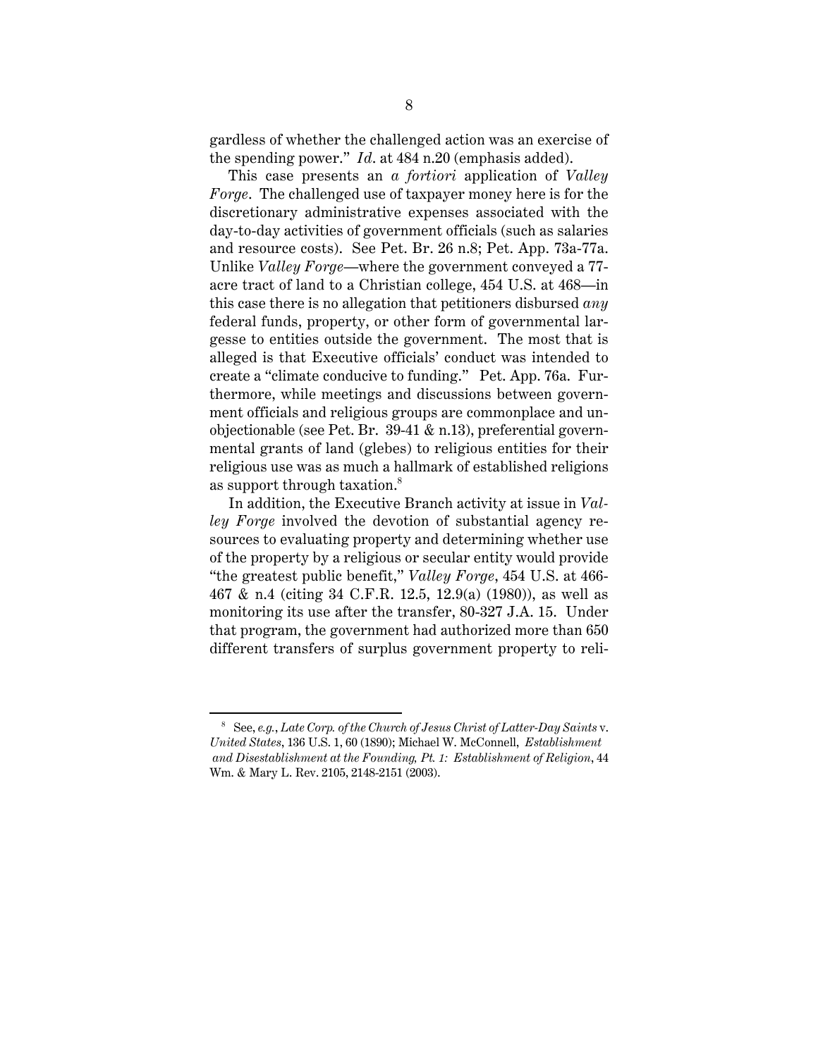gardless of whether the challenged action was an exercise of the spending power." *Id*. at 484 n.20 (emphasis added).

This case presents an *a fortiori* application of *Valley Forge*. The challenged use of taxpayer money here is for the discretionary administrative expenses associated with the day-to-day activities of government officials (such as salaries and resource costs). See Pet. Br. 26 n.8; Pet. App. 73a-77a. Unlike *Valley Forge*—where the government conveyed a 77-acre tract of land to a Christian college, 454 U.S. at 468—in this case there is no allegation that petitioners disbursed *any* federal funds, property, or other form of governmental largesse to entities outside the government. The most that is alleged is that Executive officials' conduct was intended to create a "climate conducive to funding." Pet. App. 76a. Furthermore, while meetings and discussions between government officials and religious groups are commonplace and unobjectionable (see Pet. Br. 39-41 & n.13), preferential governmental grants of land (glebes) to religious entities for their religious use was as much a hallmark of established religions as support through taxation.[8]

In addition, the Executive Branch activity at issue in *Valley Forge* involved the devotion of substantial agency resources to evaluating property and determining whether use of the property by a religious or secular entity would provide "the greatest public benefit," *Valley Forge*, 454 U.S. at 466-467 & n.4 (citing 34 C.F.R. 12.5, 12.9(a) (1980)), as well as monitoring its use after the transfer, 80-327 J.A. 15. Under that program, the government had authorized more than 650 different transfers of surplus government property to reli-

---

[8] See, *e.g.*, *Late Corp. of the Church of Jesus Christ of Latter-Day Saints* v. *United States*, 136 U.S. 1, 60 (1890); Michael W. McConnell, *Establishment and Disestablishment at the Founding, Pt. 1: Establishment of Religion*, 44 Wm. & Mary L. Rev. 2105, 2148-2151 (2003).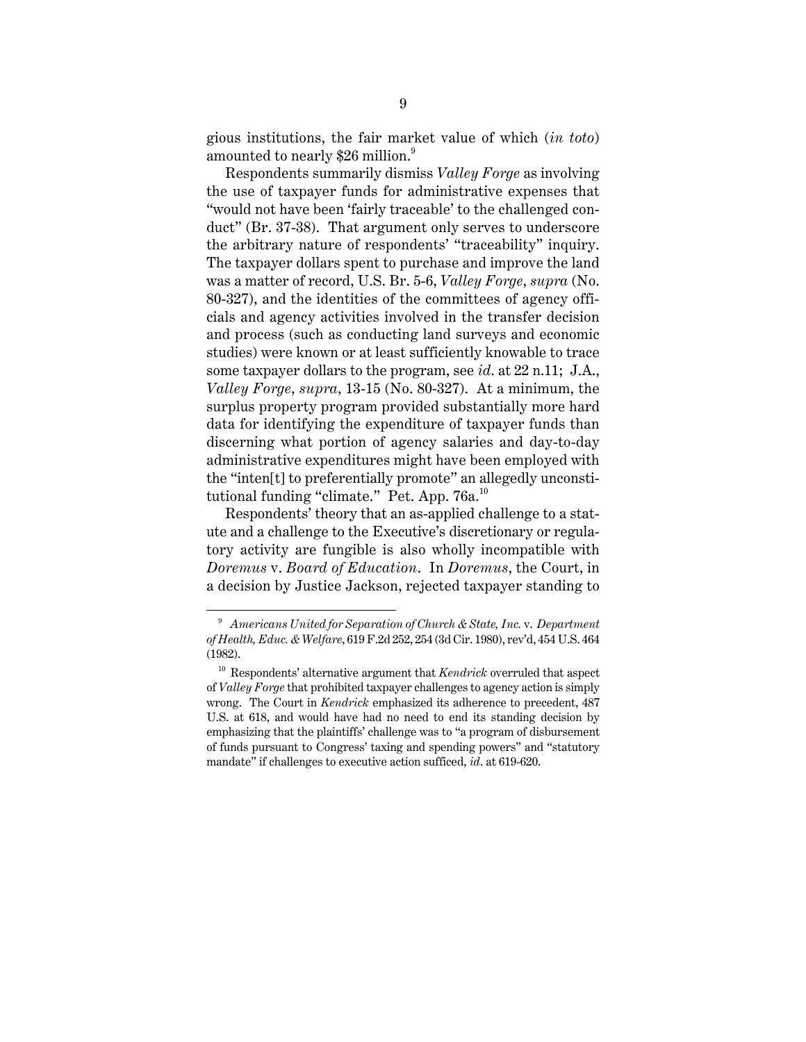gious institutions, the fair market value of which (*in toto*) amounted to nearly $26 million.[9]

Respondents summarily dismiss *Valley Forge* as involving the use of taxpayer funds for administrative expenses that "would not have been 'fairly traceable' to the challenged conduct" (Br. 37-38). That argument only serves to underscore the arbitrary nature of respondents' "traceability" inquiry. The taxpayer dollars spent to purchase and improve the land was a matter of record, U.S. Br. 5-6, *Valley Forge*, *supra* (No. 80-327), and the identities of the committees of agency officials and agency activities involved in the transfer decision and process (such as conducting land surveys and economic studies) were known or at least sufficiently knowable to trace some taxpayer dollars to the program, see *id*. at 22 n.11; J.A., *Valley Forge*, *supra*, 13-15 (No. 80-327). At a minimum, the surplus property program provided substantially more hard data for identifying the expenditure of taxpayer funds than discerning what portion of agency salaries and day-to-day administrative expenditures might have been employed with the "inten[t] to preferentially promote" an allegedly unconstitutional funding "climate." Pet. App. 76a.[10]

Respondents' theory that an as-applied challenge to a statute and a challenge to the Executive's discretionary or regulatory activity are fungible is also wholly incompatible with *Doremus* v. *Board of Education*. In *Doremus*, the Court, in a decision by Justice Jackson, rejected taxpayer standing to

---

[9] *Americans United for Separation of Church & State, Inc.* v. *Department of Health, Educ. & Welfare*, 619 F.2d 252, 254 (3d Cir. 1980), rev'd, 454 U.S. 464 (1982).

[10] Respondents' alternative argument that *Kendrick* overruled that aspect of *Valley Forge* that prohibited taxpayer challenges to agency action is simply wrong. The Court in *Kendrick* emphasized its adherence to precedent, 487 U.S. at 618, and would have had no need to end its standing decision by emphasizing that the plaintiffs' challenge was to "a program of disbursement of funds pursuant to Congress' taxing and spending powers" and "statutory mandate" if challenges to executive action sufficed, *id*. at 619-620.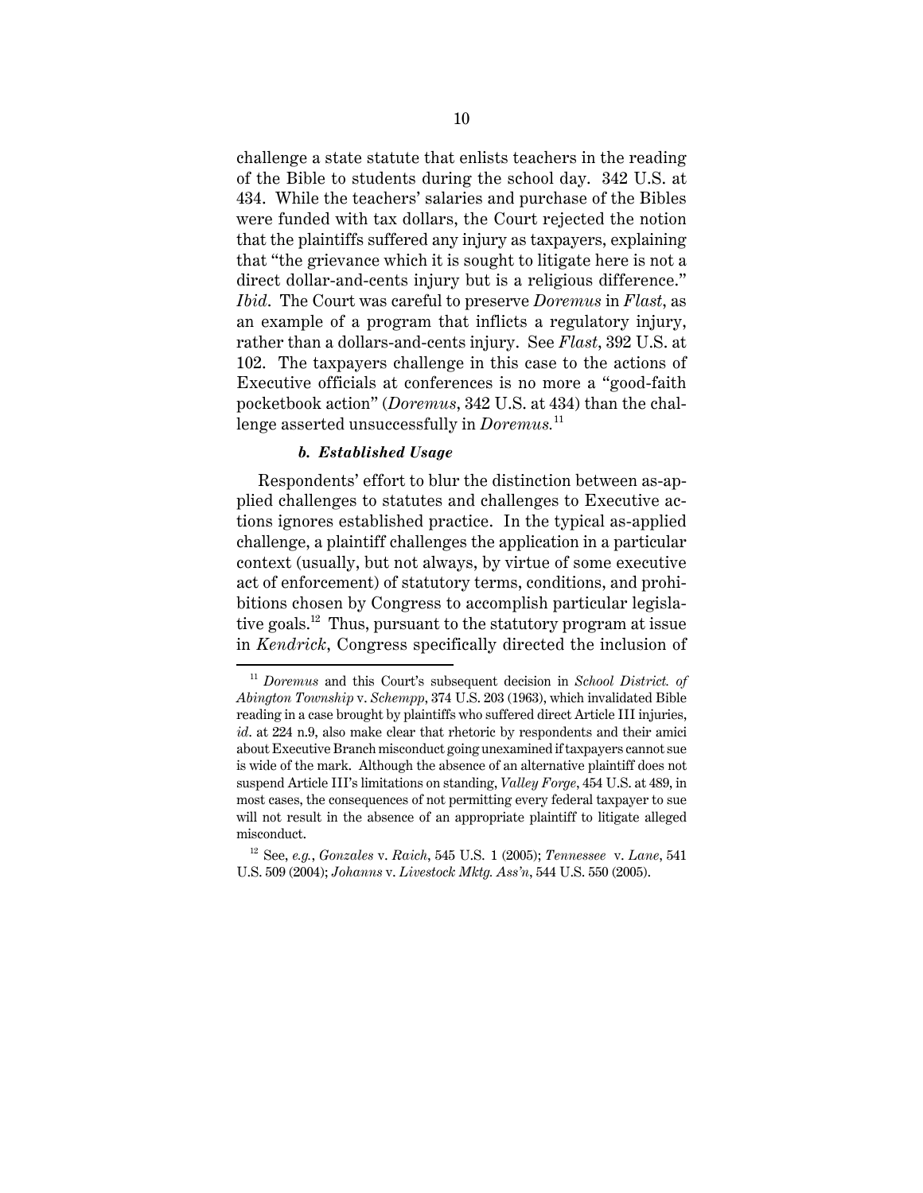challenge a state statute that enlists teachers in the reading of the Bible to students during the school day. 342 U.S. at 434. While the teachers' salaries and purchase of the Bibles were funded with tax dollars, the Court rejected the notion that the plaintiffs suffered any injury as taxpayers, explaining that "the grievance which it is sought to litigate here is not a direct dollar-and-cents injury but is a religious difference." *Ibid*. The Court was careful to preserve *Doremus* in *Flast*, as an example of a program that inflicts a regulatory injury, rather than a dollars-and-cents injury. See *Flast*, 392 U.S. at 102. The taxpayers challenge in this case to the actions of Executive officials at conferences is no more a "good-faith pocketbook action" (*Doremus*, 342 U.S. at 434) than the challenge asserted unsuccessfully in *Doremus.*[11]

#### *b. Established Usage*

Respondents' effort to blur the distinction between as-applied challenges to statutes and challenges to Executive actions ignores established practice. In the typical as-applied challenge, a plaintiff challenges the application in a particular context (usually, but not always, by virtue of some executive act of enforcement) of statutory terms, conditions, and prohibitions chosen by Congress to accomplish particular legislative goals.[12] Thus, pursuant to the statutory program at issue in *Kendrick*, Congress specifically directed the inclusion of

---

[11] *Doremus* and this Court's subsequent decision in *School District. of Abington Township* v. *Schempp*, 374 U.S. 203 (1963), which invalidated Bible reading in a case brought by plaintiffs who suffered direct Article III injuries, *id*. at 224 n.9, also make clear that rhetoric by respondents and their amici about Executive Branch misconduct going unexamined if taxpayers cannot sue is wide of the mark. Although the absence of an alternative plaintiff does not suspend Article III's limitations on standing, *Valley Forge*, 454 U.S. at 489, in most cases, the consequences of not permitting every federal taxpayer to sue will not result in the absence of an appropriate plaintiff to litigate alleged misconduct.

[12] See, *e.g.*, *Gonzales* v. *Raich*, 545 U.S. 1 (2005); *Tennessee* v. *Lane*, 541 U.S. 509 (2004); *Johanns* v. *Livestock Mktg. Ass'n*, 544 U.S. 550 (2005).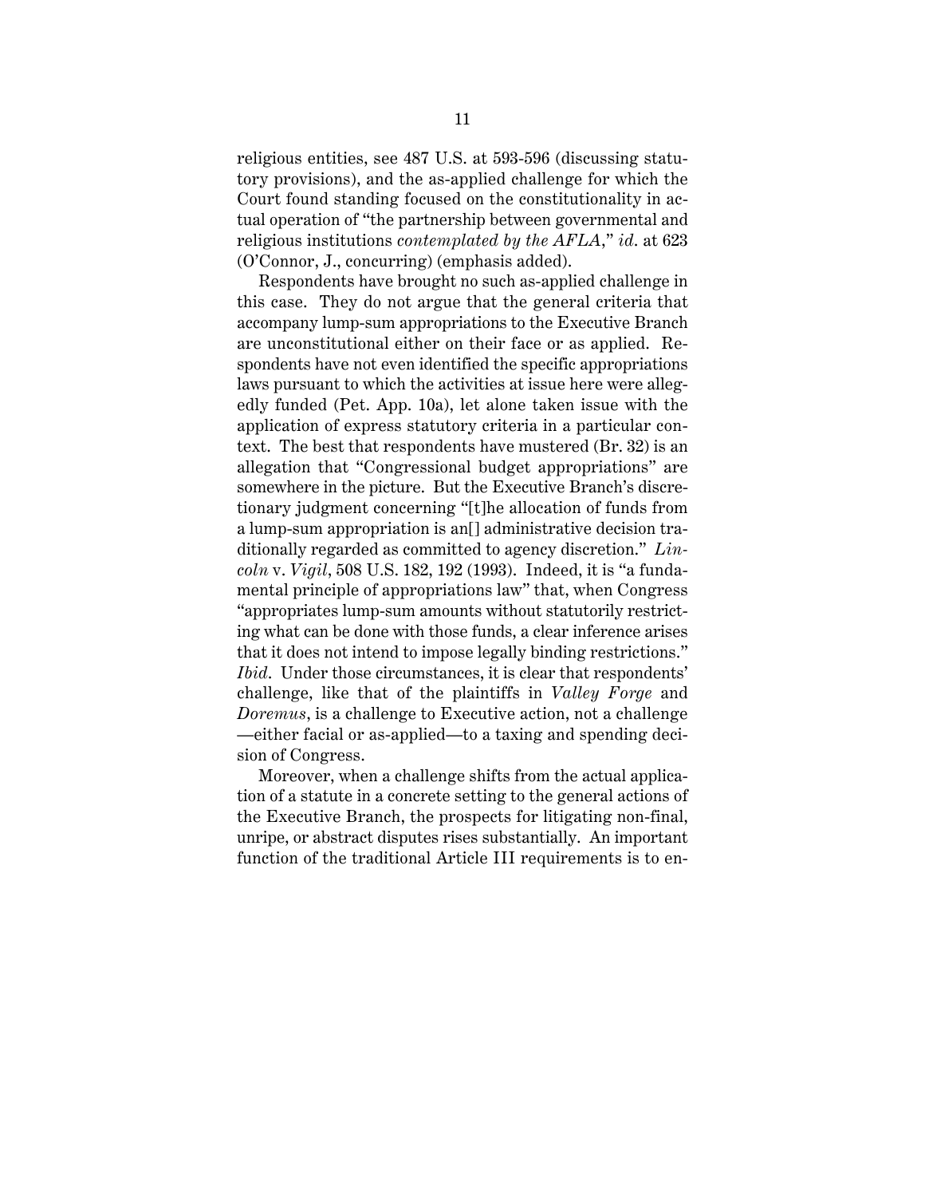religious entities, see 487 U.S. at 593-596 (discussing statutory provisions), and the as-applied challenge for which the Court found standing focused on the constitutionality in actual operation of "the partnership between governmental and religious institutions *contemplated by the AFLA*," *id*. at 623 (O'Connor, J., concurring) (emphasis added).

Respondents have brought no such as-applied challenge in this case. They do not argue that the general criteria that accompany lump-sum appropriations to the Executive Branch are unconstitutional either on their face or as applied. Respondents have not even identified the specific appropriations laws pursuant to which the activities at issue here were allegedly funded (Pet. App. 10a), let alone taken issue with the application of express statutory criteria in a particular context. The best that respondents have mustered (Br. 32) is an allegation that "Congressional budget appropriations" are somewhere in the picture. But the Executive Branch's discretionary judgment concerning "[t]he allocation of funds from a lump-sum appropriation is an[] administrative decision traditionally regarded as committed to agency discretion." *Lincoln* v. *Vigil*, 508 U.S. 182, 192 (1993). Indeed, it is "a fundamental principle of appropriations law" that, when Congress "appropriates lump-sum amounts without statutorily restricting what can be done with those funds, a clear inference arises that it does not intend to impose legally binding restrictions." *Ibid*. Under those circumstances, it is clear that respondents' challenge, like that of the plaintiffs in *Valley Forge* and *Doremus*, is a challenge to Executive action, not a challenge —either facial or as-applied—to a taxing and spending decision of Congress.

Moreover, when a challenge shifts from the actual application of a statute in a concrete setting to the general actions of the Executive Branch, the prospects for litigating non-final, unripe, or abstract disputes rises substantially. An important function of the traditional Article III requirements is to en-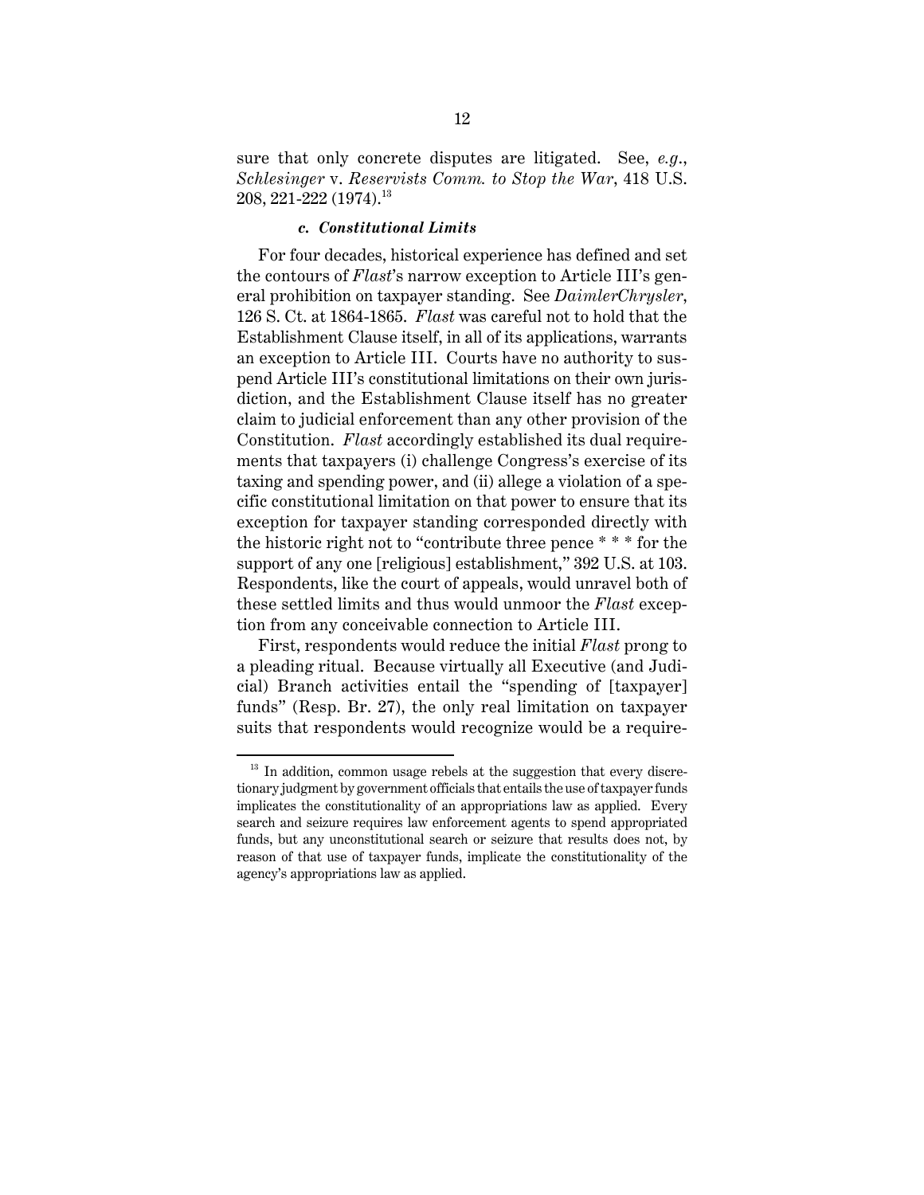sure that only concrete disputes are litigated. See, *e.g.*, *Schlesinger* v. *Reservists Comm. to Stop the War*, 418 U.S. 208, 221-222 (1974).[13]

#### *c. Constitutional Limits*

For four decades, historical experience has defined and set the contours of *Flast*'s narrow exception to Article III's general prohibition on taxpayer standing. See *DaimlerChrysler*, 126 S. Ct. at 1864-1865. *Flast* was careful not to hold that the Establishment Clause itself, in all of its applications, warrants an exception to Article III. Courts have no authority to suspend Article III's constitutional limitations on their own jurisdiction, and the Establishment Clause itself has no greater claim to judicial enforcement than any other provision of the Constitution. *Flast* accordingly established its dual requirements that taxpayers (i) challenge Congress's exercise of its taxing and spending power, and (ii) allege a violation of a specific constitutional limitation on that power to ensure that its exception for taxpayer standing corresponded directly with the historic right not to "contribute three pence * * * for the support of any one [religious] establishment," 392 U.S. at 103. Respondents, like the court of appeals, would unravel both of these settled limits and thus would unmoor the *Flast* exception from any conceivable connection to Article III.

First, respondents would reduce the initial *Flast* prong to a pleading ritual. Because virtually all Executive (and Judicial) Branch activities entail the "spending of [taxpayer] funds" (Resp. Br. 27), the only real limitation on taxpayer suits that respondents would recognize would be a require-

---

[13] In addition, common usage rebels at the suggestion that every discretionary judgment by government officials that entails the use of taxpayer funds implicates the constitutionality of an appropriations law as applied. Every search and seizure requires law enforcement agents to spend appropriated funds, but any unconstitutional search or seizure that results does not, by reason of that use of taxpayer funds, implicate the constitutionality of the agency's appropriations law as applied.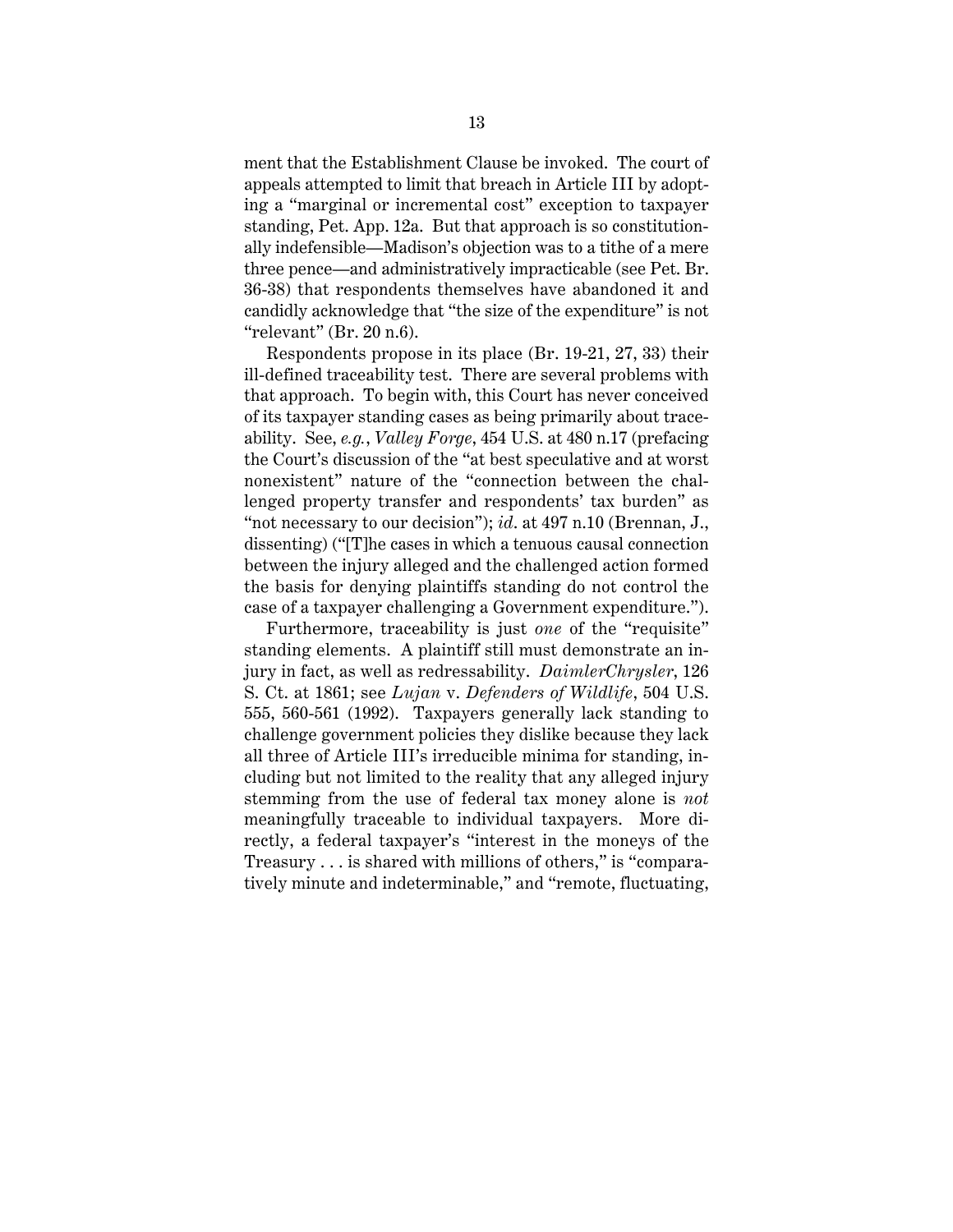ment that the Establishment Clause be invoked. The court of appeals attempted to limit that breach in Article III by adopting a "marginal or incremental cost" exception to taxpayer standing, Pet. App. 12a. But that approach is so constitutionally indefensible—Madison's objection was to a tithe of a mere three pence—and administratively impracticable (see Pet. Br. 36-38) that respondents themselves have abandoned it and candidly acknowledge that "the size of the expenditure" is not "relevant" (Br. 20 n.6).

Respondents propose in its place (Br. 19-21, 27, 33) their ill-defined traceability test. There are several problems with that approach. To begin with, this Court has never conceived of its taxpayer standing cases as being primarily about traceability. See, *e.g.*, *Valley Forge*, 454 U.S. at 480 n.17 (prefacing the Court's discussion of the "at best speculative and at worst nonexistent" nature of the "connection between the challenged property transfer and respondents' tax burden" as "not necessary to our decision"); *id.* at 497 n.10 (Brennan, J., dissenting) ("[T]he cases in which a tenuous causal connection between the injury alleged and the challenged action formed the basis for denying plaintiffs standing do not control the case of a taxpayer challenging a Government expenditure.").

Furthermore, traceability is just *one* of the "requisite" standing elements. A plaintiff still must demonstrate an injury in fact, as well as redressability. *DaimlerChrysler*, 126 S. Ct. at 1861; see *Lujan* v. *Defenders of Wildlife*, 504 U.S. 555, 560-561 (1992). Taxpayers generally lack standing to challenge government policies they dislike because they lack all three of Article III's irreducible minima for standing, including but not limited to the reality that any alleged injury stemming from the use of federal tax money alone is *not* meaningfully traceable to individual taxpayers. More directly, a federal taxpayer's "interest in the moneys of the Treasury . . . is shared with millions of others," is "comparatively minute and indeterminable," and "remote, fluctuating,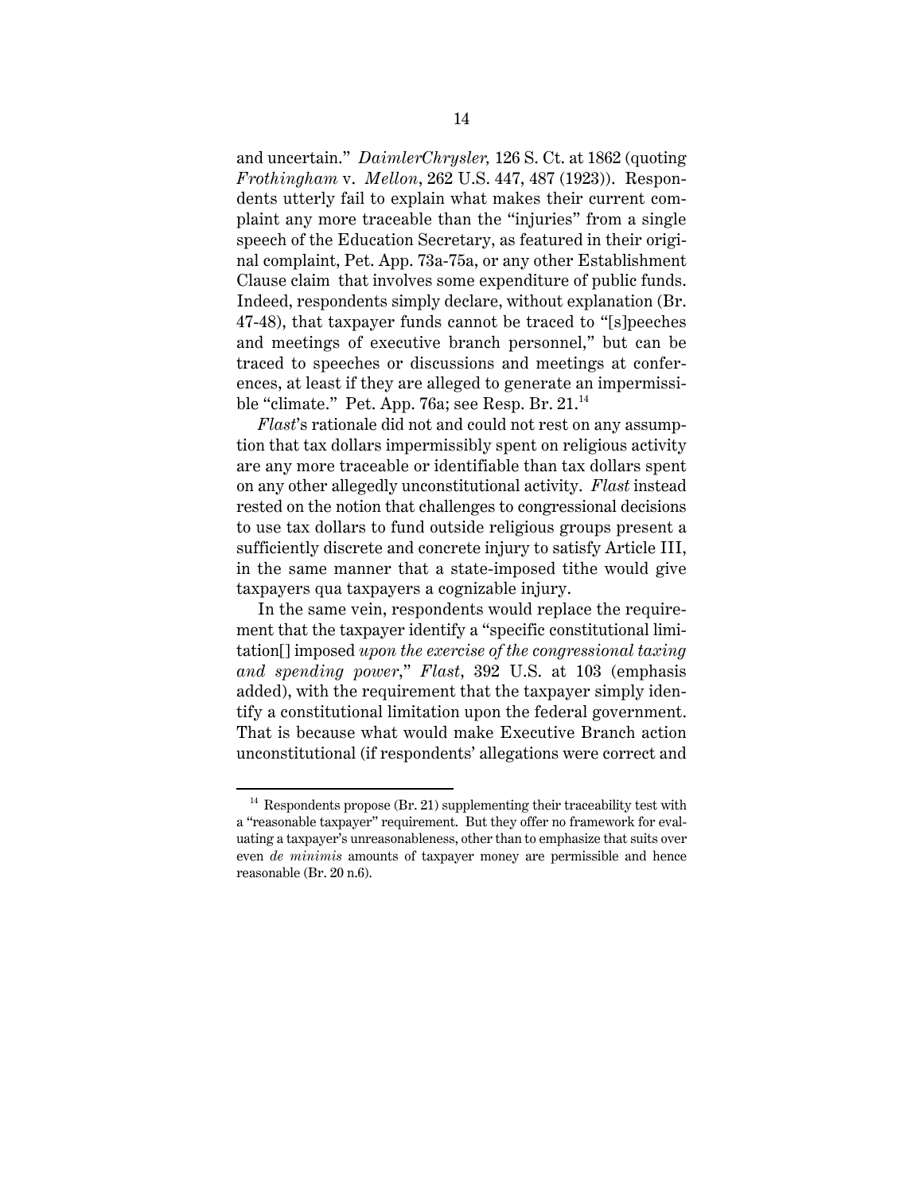and uncertain." *DaimlerChrysler,* 126 S. Ct. at 1862 (quoting *Frothingham* v. *Mellon*, 262 U.S. 447, 487 (1923)). Respondents utterly fail to explain what makes their current complaint any more traceable than the "injuries" from a single speech of the Education Secretary, as featured in their original complaint, Pet. App. 73a-75a, or any other Establishment Clause claim that involves some expenditure of public funds. Indeed, respondents simply declare, without explanation (Br. 47-48), that taxpayer funds cannot be traced to "[s]peeches and meetings of executive branch personnel," but can be traced to speeches or discussions and meetings at conferences, at least if they are alleged to generate an impermissible "climate." Pet. App. 76a; see Resp. Br. 21.[14]

*Flast*'s rationale did not and could not rest on any assumption that tax dollars impermissibly spent on religious activity are any more traceable or identifiable than tax dollars spent on any other allegedly unconstitutional activity. *Flast* instead rested on the notion that challenges to congressional decisions to use tax dollars to fund outside religious groups present a sufficiently discrete and concrete injury to satisfy Article III, in the same manner that a state-imposed tithe would give taxpayers qua taxpayers a cognizable injury.

In the same vein, respondents would replace the requirement that the taxpayer identify a "specific constitutional limitation[] imposed *upon the exercise of the congressional taxing and spending power*," *Flast*, 392 U.S. at 103 (emphasis added), with the requirement that the taxpayer simply identify a constitutional limitation upon the federal government. That is because what would make Executive Branch action unconstitutional (if respondents' allegations were correct and

[14] Respondents propose (Br. 21) supplementing their traceability test with a "reasonable taxpayer" requirement. But they offer no framework for evaluating a taxpayer's unreasonableness, other than to emphasize that suits over even *de minimis* amounts of taxpayer money are permissible and hence reasonable (Br. 20 n.6).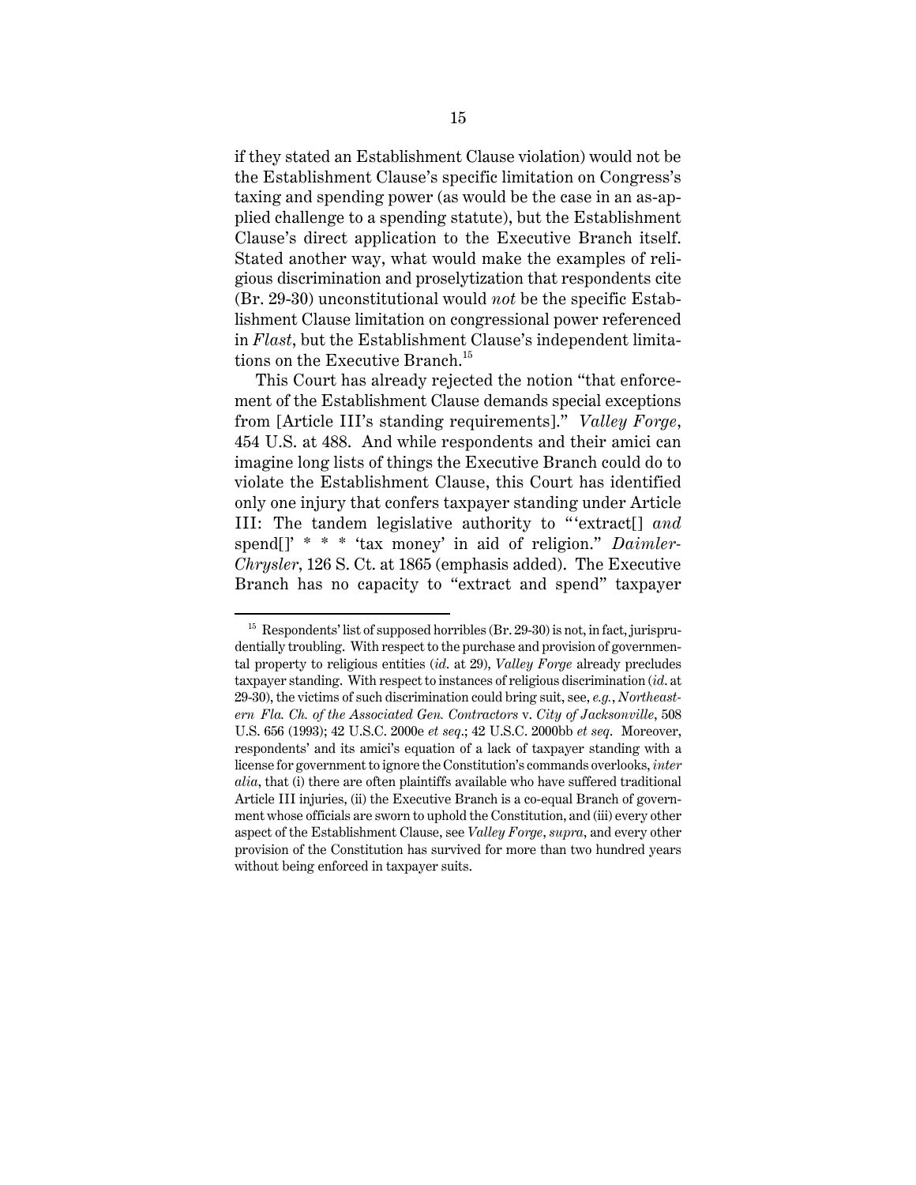if they stated an Establishment Clause violation) would not be the Establishment Clause's specific limitation on Congress's taxing and spending power (as would be the case in an as-applied challenge to a spending statute), but the Establishment Clause's direct application to the Executive Branch itself. Stated another way, what would make the examples of religious discrimination and proselytization that respondents cite (Br. 29-30) unconstitutional would *not* be the specific Establishment Clause limitation on congressional power referenced in *Flast*, but the Establishment Clause's independent limitations on the Executive Branch.[15]

This Court has already rejected the notion "that enforcement of the Establishment Clause demands special exceptions from [Article III's standing requirements]." *Valley Forge*, 454 U.S. at 488. And while respondents and their amici can imagine long lists of things the Executive Branch could do to violate the Establishment Clause, this Court has identified only one injury that confers taxpayer standing under Article III: The tandem legislative authority to "'extract[] *and* spend[]' * * * 'tax money' in aid of religion." *DaimlerChrysler*, 126 S. Ct. at 1865 (emphasis added). The Executive Branch has no capacity to "extract and spend" taxpayer

---

[15] Respondents' list of supposed horribles (Br. 29-30) is not, in fact, jurisprudentially troubling. With respect to the purchase and provision of governmental property to religious entities (*id.* at 29), *Valley Forge* already precludes taxpayer standing. With respect to instances of religious discrimination (*id.* at 29-30), the victims of such discrimination could bring suit, see, *e.g.*, *Northeastern Fla. Ch. of the Associated Gen. Contractors* v. *City of Jacksonville*, 508 U.S. 656 (1993); 42 U.S.C. 2000e *et seq*.; 42 U.S.C. 2000bb *et seq*. Moreover, respondents' and its amici's equation of a lack of taxpayer standing with a license for government to ignore the Constitution's commands overlooks, *inter alia*, that (i) there are often plaintiffs available who have suffered traditional Article III injuries, (ii) the Executive Branch is a co-equal Branch of government whose officials are sworn to uphold the Constitution, and (iii) every other aspect of the Establishment Clause, see *Valley Forge*, *supra*, and every other provision of the Constitution has survived for more than two hundred years without being enforced in taxpayer suits.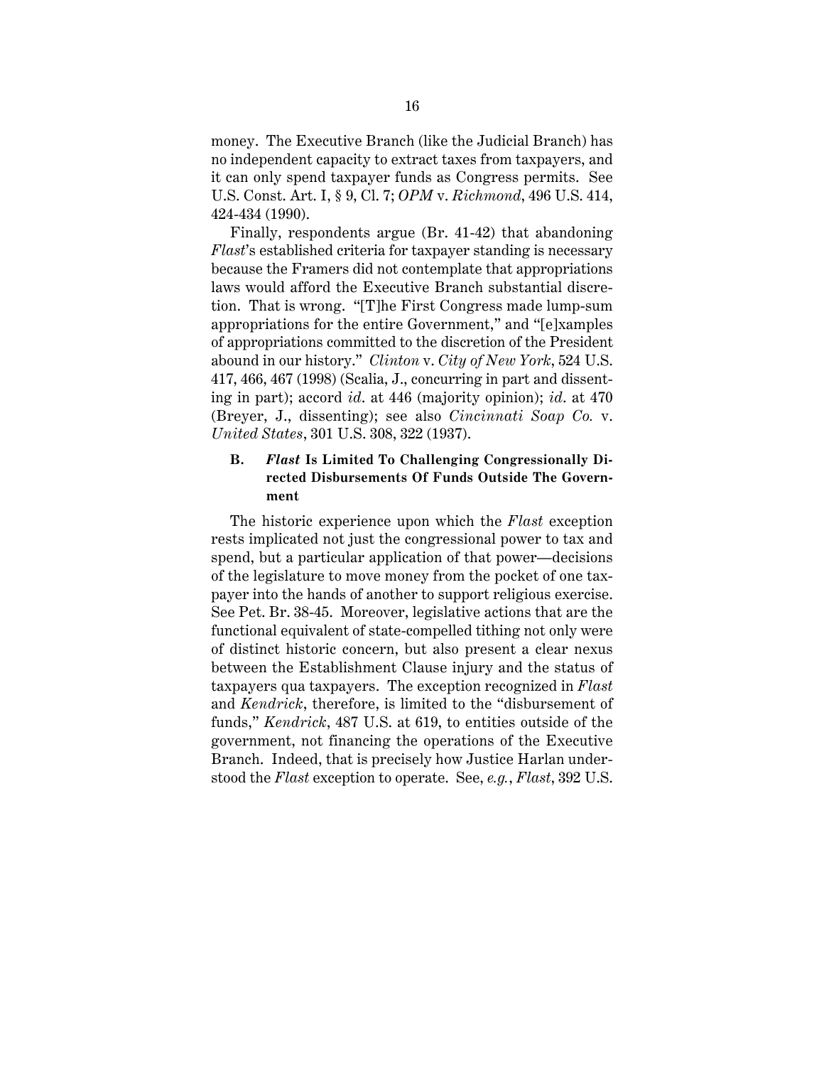money. The Executive Branch (like the Judicial Branch) has no independent capacity to extract taxes from taxpayers, and it can only spend taxpayer funds as Congress permits. See U.S. Const. Art. I, § 9, Cl. 7; *OPM* v. *Richmond*, 496 U.S. 414, 424-434 (1990).

Finally, respondents argue (Br. 41-42) that abandoning *Flast*'s established criteria for taxpayer standing is necessary because the Framers did not contemplate that appropriations laws would afford the Executive Branch substantial discretion. That is wrong. "[T]he First Congress made lump-sum appropriations for the entire Government," and "[e]xamples of appropriations committed to the discretion of the President abound in our history." *Clinton* v. *City of New York*, 524 U.S. 417, 466, 467 (1998) (Scalia, J., concurring in part and dissenting in part); accord *id*. at 446 (majority opinion); *id*. at 470 (Breyer, J., dissenting); see also *Cincinnati Soap Co.* v. *United States*, 301 U.S. 308, 322 (1937).

### B. *Flast* Is Limited To Challenging Congressionally Directed Disbursements Of Funds Outside The Government

The historic experience upon which the *Flast* exception rests implicated not just the congressional power to tax and spend, but a particular application of that power—decisions of the legislature to move money from the pocket of one taxpayer into the hands of another to support religious exercise. See Pet. Br. 38-45. Moreover, legislative actions that are the functional equivalent of state-compelled tithing not only were of distinct historic concern, but also present a clear nexus between the Establishment Clause injury and the status of taxpayers qua taxpayers. The exception recognized in *Flast* and *Kendrick*, therefore, is limited to the "disbursement of funds," *Kendrick*, 487 U.S. at 619, to entities outside of the government, not financing the operations of the Executive Branch. Indeed, that is precisely how Justice Harlan understood the *Flast* exception to operate. See, *e.g.*, *Flast*, 392 U.S.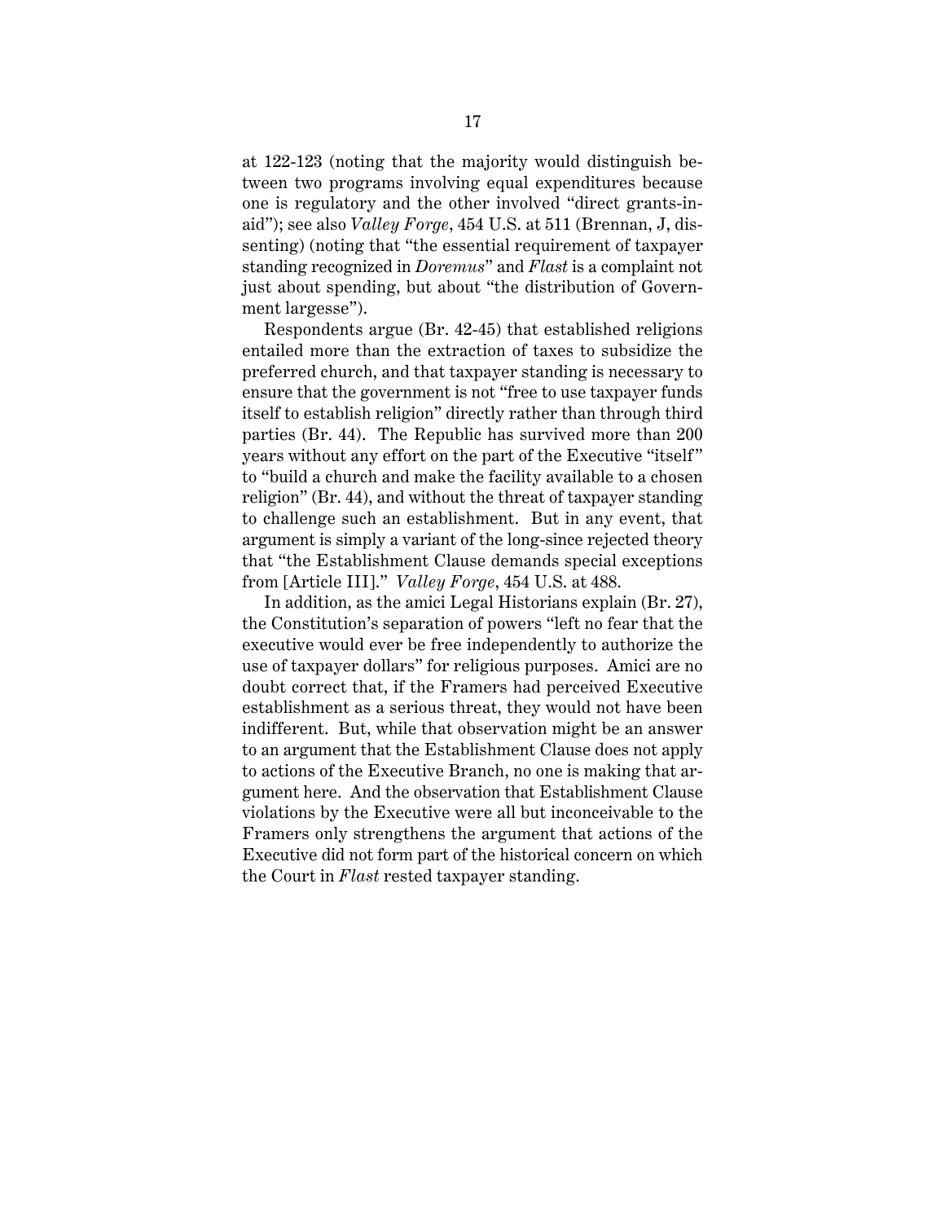at 122-123 (noting that the majority would distinguish between two programs involving equal expenditures because one is regulatory and the other involved "direct grants-in-aid"); see also *Valley Forge*, 454 U.S. at 511 (Brennan, J, dissenting) (noting that "the essential requirement of taxpayer standing recognized in *Doremus*" and *Flast* is a complaint not just about spending, but about "the distribution of Government largesse").

Respondents argue (Br. 42-45) that established religions entailed more than the extraction of taxes to subsidize the preferred church, and that taxpayer standing is necessary to ensure that the government is not "free to use taxpayer funds itself to establish religion" directly rather than through third parties (Br. 44). The Republic has survived more than 200 years without any effort on the part of the Executive "itself" to "build a church and make the facility available to a chosen religion" (Br. 44), and without the threat of taxpayer standing to challenge such an establishment. But in any event, that argument is simply a variant of the long-since rejected theory that "the Establishment Clause demands special exceptions from [Article III]." *Valley Forge*, 454 U.S. at 488.

In addition, as the amici Legal Historians explain (Br. 27), the Constitution's separation of powers "left no fear that the executive would ever be free independently to authorize the use of taxpayer dollars" for religious purposes. Amici are no doubt correct that, if the Framers had perceived Executive establishment as a serious threat, they would not have been indifferent. But, while that observation might be an answer to an argument that the Establishment Clause does not apply to actions of the Executive Branch, no one is making that argument here. And the observation that Establishment Clause violations by the Executive were all but inconceivable to the Framers only strengthens the argument that actions of the Executive did not form part of the historical concern on which the Court in *Flast* rested taxpayer standing.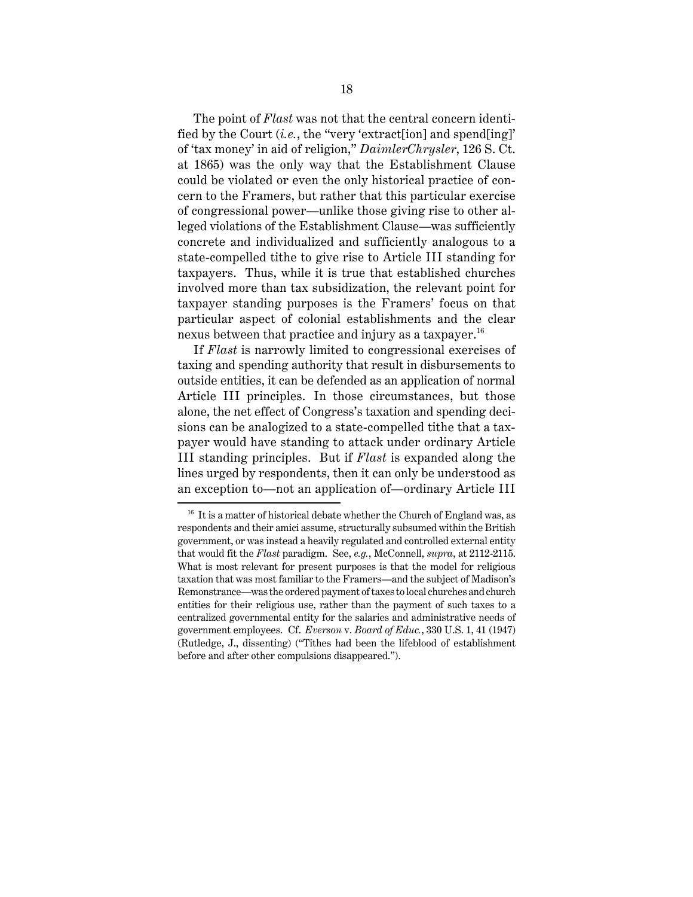The point of *Flast* was not that the central concern identified by the Court (*i.e.*, the "very 'extract[ion] and spend[ing]' of 'tax money' in aid of religion," *DaimlerChrysler*, 126 S. Ct. at 1865) was the only way that the Establishment Clause could be violated or even the only historical practice of concern to the Framers, but rather that this particular exercise of congressional power—unlike those giving rise to other alleged violations of the Establishment Clause—was sufficiently concrete and individualized and sufficiently analogous to a state-compelled tithe to give rise to Article III standing for taxpayers. Thus, while it is true that established churches involved more than tax subsidization, the relevant point for taxpayer standing purposes is the Framers' focus on that particular aspect of colonial establishments and the clear nexus between that practice and injury as a taxpayer.[16]

If *Flast* is narrowly limited to congressional exercises of taxing and spending authority that result in disbursements to outside entities, it can be defended as an application of normal Article III principles. In those circumstances, but those alone, the net effect of Congress's taxation and spending decisions can be analogized to a state-compelled tithe that a taxpayer would have standing to attack under ordinary Article III standing principles. But if *Flast* is expanded along the lines urged by respondents, then it can only be understood as an exception to—not an application of—ordinary Article III

[16] It is a matter of historical debate whether the Church of England was, as respondents and their amici assume, structurally subsumed within the British government, or was instead a heavily regulated and controlled external entity that would fit the *Flast* paradigm. See, *e.g.*, McConnell, *supra*, at 2112-2115. What is most relevant for present purposes is that the model for religious taxation that was most familiar to the Framers—and the subject of Madison's Remonstrance—was the ordered payment of taxes to local churches and church entities for their religious use, rather than the payment of such taxes to a centralized governmental entity for the salaries and administrative needs of government employees. Cf. *Everson* v. *Board of Educ.*, 330 U.S. 1, 41 (1947) (Rutledge, J., dissenting) ("Tithes had been the lifeblood of establishment before and after other compulsions disappeared.").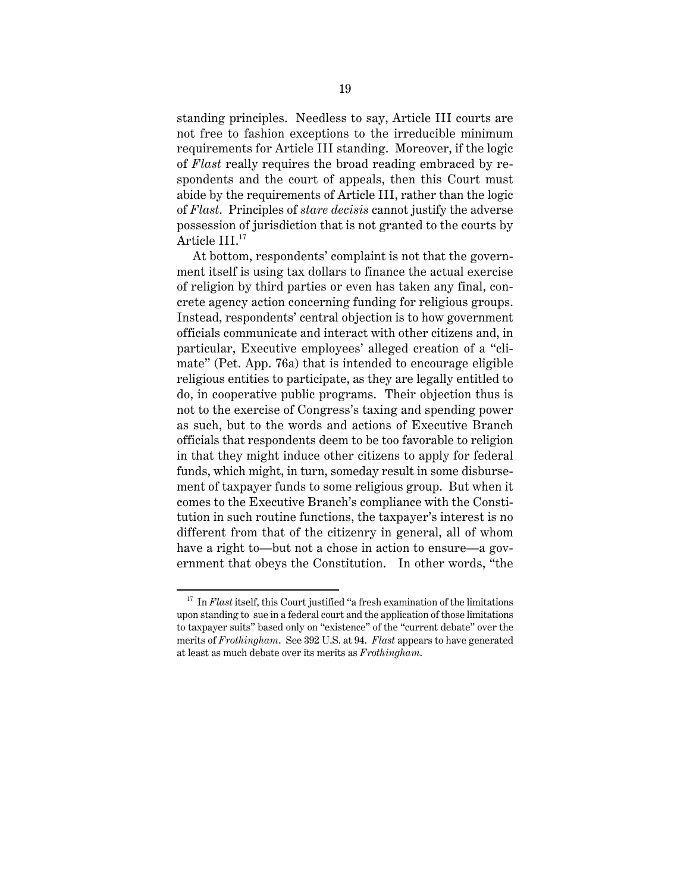standing principles. Needless to say, Article III courts are not free to fashion exceptions to the irreducible minimum requirements for Article III standing. Moreover, if the logic of *Flast* really requires the broad reading embraced by respondents and the court of appeals, then this Court must abide by the requirements of Article III, rather than the logic of *Flast*. Principles of *stare decisis* cannot justify the adverse possession of jurisdiction that is not granted to the courts by Article III.[17]

At bottom, respondents' complaint is not that the government itself is using tax dollars to finance the actual exercise of religion by third parties or even has taken any final, concrete agency action concerning funding for religious groups. Instead, respondents' central objection is to how government officials communicate and interact with other citizens and, in particular, Executive employees' alleged creation of a "climate" (Pet. App. 76a) that is intended to encourage eligible religious entities to participate, as they are legally entitled to do, in cooperative public programs. Their objection thus is not to the exercise of Congress's taxing and spending power as such, but to the words and actions of Executive Branch officials that respondents deem to be too favorable to religion in that they might induce other citizens to apply for federal funds, which might, in turn, someday result in some disbursement of taxpayer funds to some religious group. But when it comes to the Executive Branch's compliance with the Constitution in such routine functions, the taxpayer's interest is no different from that of the citizenry in general, all of whom have a right to—but not a chose in action to ensure—a government that obeys the Constitution. In other words, "the

[17] In *Flast* itself, this Court justified "a fresh examination of the limitations upon standing to sue in a federal court and the application of those limitations to taxpayer suits" based only on "existence" of the "current debate" over the merits of *Frothingham*. See 392 U.S. at 94. *Flast* appears to have generated at least as much debate over its merits as *Frothingham*.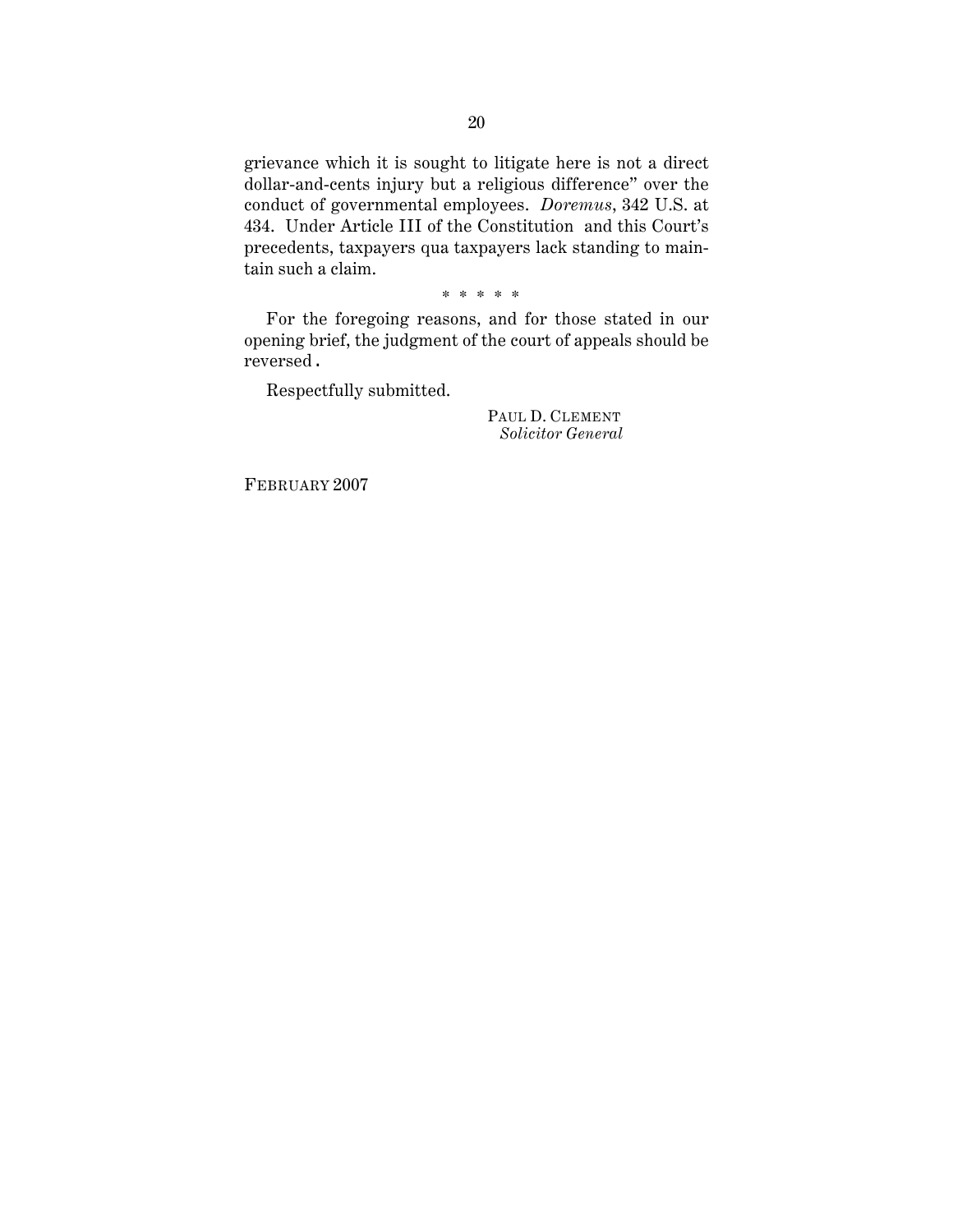grievance which it is sought to litigate here is not a direct dollar-and-cents injury but a religious difference" over the conduct of governmental employees. *Doremus*, 342 U.S. at 434. Under Article III of the Constitution and this Court's precedents, taxpayers qua taxpayers lack standing to maintain such a claim.

\* \* \* \* \*

For the foregoing reasons, and for those stated in our opening brief, the judgment of the court of appeals should be reversed.

Respectfully submitted.

PAUL D. CLEMENT
*Solicitor General*

FEBRUARY 2007